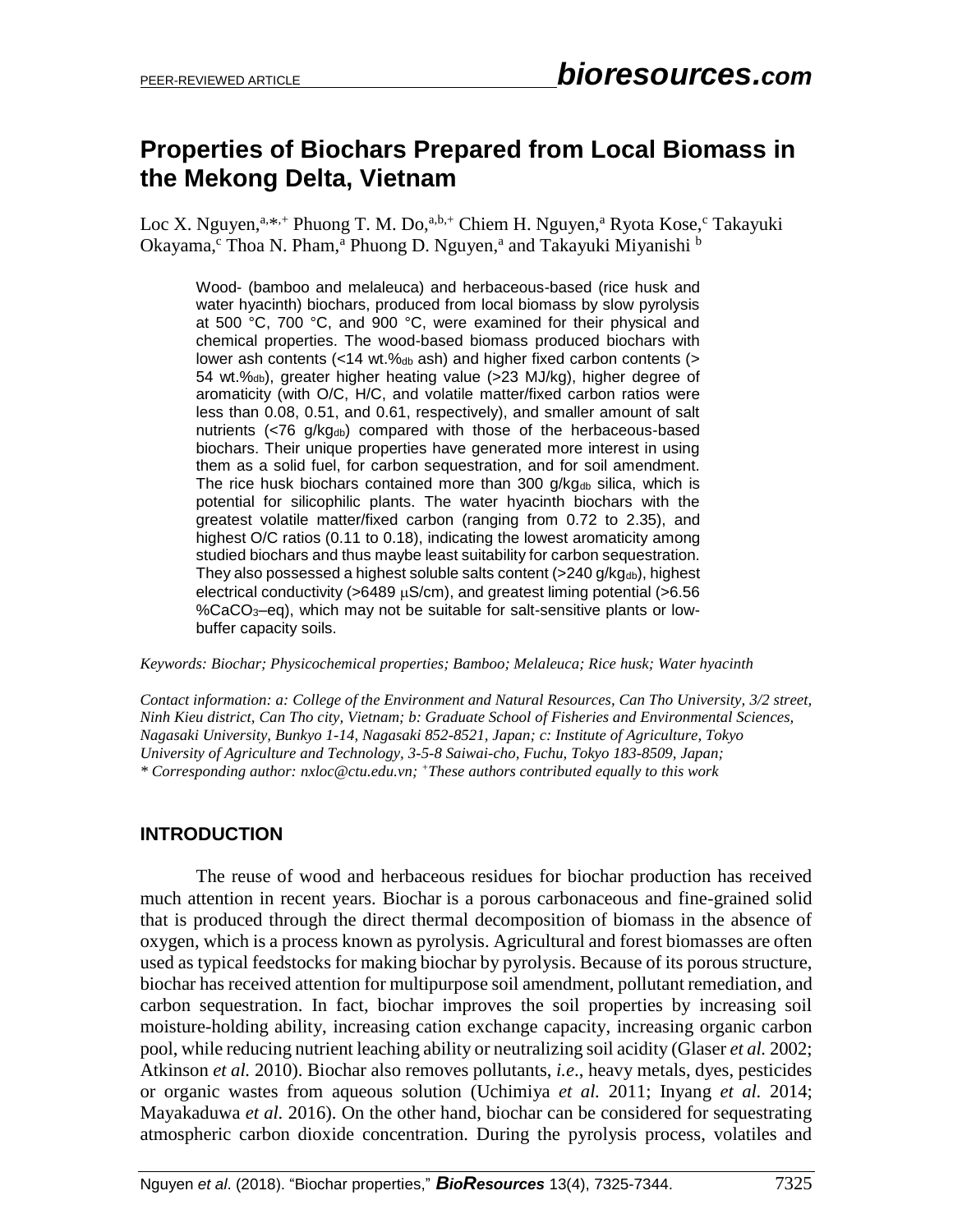# Properties of Biochars Prepared from Local Biomass in the Mekong Delta, Vietnam

Loc X. Nguyen,[a,*,+] Phuong T. M. Do,[a,b,+] Chiem H. Nguyen,[a] Ryota Kose,[c] Takayuki Okayama,[c] Thoa N. Pham,[a] Phuong D. Nguyen,[a] and Takayuki Miyanishi [b]

Wood- (bamboo and melaleuca) and herbaceous-based (rice husk and water hyacinth) biochars, produced from local biomass by slow pyrolysis at 500 °C, 700 °C, and 900 °C, were examined for their physical and chemical properties. The wood-based biomass produced biochars with lower ash contents (<14 wt.%$_{db}$ ash) and higher fixed carbon contents (> 54 wt.%$_{db}$), greater higher heating value (>23 MJ/kg), higher degree of aromaticity (with O/C, H/C, and volatile matter/fixed carbon ratios were less than 0.08, 0.51, and 0.61, respectively), and smaller amount of salt nutrients (<76 g/kg$_{db}$) compared with those of the herbaceous-based biochars. Their unique properties have generated more interest in using them as a solid fuel, for carbon sequestration, and for soil amendment. The rice husk biochars contained more than 300 g/kg$_{db}$ silica, which is potential for silicophilic plants. The water hyacinth biochars with the greatest volatile matter/fixed carbon (ranging from 0.72 to 2.35), and highest O/C ratios (0.11 to 0.18), indicating the lowest aromaticity among studied biochars and thus maybe least suitability for carbon sequestration. They also possessed a highest soluble salts content (>240 g/kg$_{db}$), highest electrical conductivity (>6489 μS/cm), and greatest liming potential (>6.56 %$CaCO_3$–eq), which may not be suitable for salt-sensitive plants or low-buffer capacity soils.

*Keywords: Biochar; Physicochemical properties; Bamboo; Melaleuca; Rice husk; Water hyacinth*

*Contact information: a: College of the Environment and Natural Resources, Can Tho University, 3/2 street, Ninh Kieu district, Can Tho city, Vietnam; b: Graduate School of Fisheries and Environmental Sciences, Nagasaki University, Bunkyo 1-14, Nagasaki 852-8521, Japan; c: Institute of Agriculture, Tokyo University of Agriculture and Technology, 3-5-8 Saiwai-cho, Fuchu, Tokyo 183-8509, Japan; \* Corresponding author: nxloc@ctu.edu.vn; [+]These authors contributed equally to this work*

## INTRODUCTION

The reuse of wood and herbaceous residues for biochar production has received much attention in recent years. Biochar is a porous carbonaceous and fine-grained solid that is produced through the direct thermal decomposition of biomass in the absence of oxygen, which is a process known as pyrolysis. Agricultural and forest biomasses are often used as typical feedstocks for making biochar by pyrolysis. Because of its porous structure, biochar has received attention for multipurpose soil amendment, pollutant remediation, and carbon sequestration. In fact, biochar improves the soil properties by increasing soil moisture-holding ability, increasing cation exchange capacity, increasing organic carbon pool, while reducing nutrient leaching ability or neutralizing soil acidity (Glaser *et al.* 2002; Atkinson *et al.* 2010). Biochar also removes pollutants, *i.e*., heavy metals, dyes, pesticides or organic wastes from aqueous solution (Uchimiya *et al.* 2011; Inyang *et al.* 2014; Mayakaduwa *et al.* 2016). On the other hand, biochar can be considered for sequestrating atmospheric carbon dioxide concentration. During the pyrolysis process, volatiles and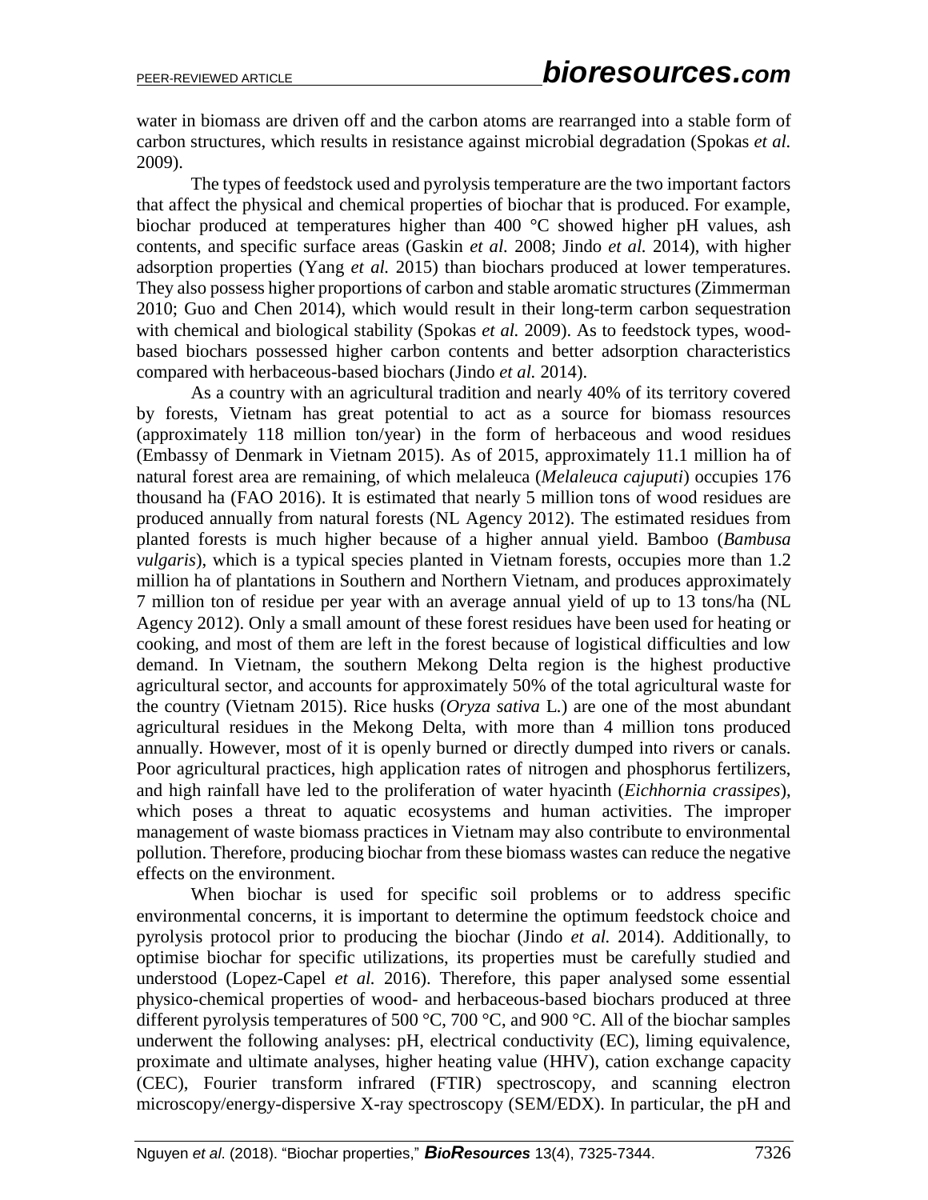water in biomass are driven off and the carbon atoms are rearranged into a stable form of carbon structures, which results in resistance against microbial degradation (Spokas *et al.* 2009).

The types of feedstock used and pyrolysis temperature are the two important factors that affect the physical and chemical properties of biochar that is produced. For example, biochar produced at temperatures higher than 400 °C showed higher pH values, ash contents, and specific surface areas (Gaskin *et al.* 2008; Jindo *et al.* 2014), with higher adsorption properties (Yang *et al.* 2015) than biochars produced at lower temperatures. They also possess higher proportions of carbon and stable aromatic structures (Zimmerman 2010; Guo and Chen 2014), which would result in their long-term carbon sequestration with chemical and biological stability (Spokas *et al.* 2009). As to feedstock types, wood-based biochars possessed higher carbon contents and better adsorption characteristics compared with herbaceous-based biochars (Jindo *et al.* 2014).

As a country with an agricultural tradition and nearly 40% of its territory covered by forests, Vietnam has great potential to act as a source for biomass resources (approximately 118 million ton/year) in the form of herbaceous and wood residues (Embassy of Denmark in Vietnam 2015). As of 2015, approximately 11.1 million ha of natural forest area are remaining, of which melaleuca (*Melaleuca cajuputi*) occupies 176 thousand ha (FAO 2016). It is estimated that nearly 5 million tons of wood residues are produced annually from natural forests (NL Agency 2012). The estimated residues from planted forests is much higher because of a higher annual yield. Bamboo (*Bambusa vulgaris*), which is a typical species planted in Vietnam forests, occupies more than 1.2 million ha of plantations in Southern and Northern Vietnam, and produces approximately 7 million ton of residue per year with an average annual yield of up to 13 tons/ha (NL Agency 2012). Only a small amount of these forest residues have been used for heating or cooking, and most of them are left in the forest because of logistical difficulties and low demand. In Vietnam, the southern Mekong Delta region is the highest productive agricultural sector, and accounts for approximately 50% of the total agricultural waste for the country (Vietnam 2015). Rice husks (*Oryza sativa* L.) are one of the most abundant agricultural residues in the Mekong Delta, with more than 4 million tons produced annually. However, most of it is openly burned or directly dumped into rivers or canals. Poor agricultural practices, high application rates of nitrogen and phosphorus fertilizers, and high rainfall have led to the proliferation of water hyacinth (*Eichhornia crassipes*), which poses a threat to aquatic ecosystems and human activities. The improper management of waste biomass practices in Vietnam may also contribute to environmental pollution. Therefore, producing biochar from these biomass wastes can reduce the negative effects on the environment.

When biochar is used for specific soil problems or to address specific environmental concerns, it is important to determine the optimum feedstock choice and pyrolysis protocol prior to producing the biochar (Jindo *et al.* 2014). Additionally, to optimise biochar for specific utilizations, its properties must be carefully studied and understood (Lopez-Capel *et al.* 2016). Therefore, this paper analysed some essential physico-chemical properties of wood- and herbaceous-based biochars produced at three different pyrolysis temperatures of 500 °C, 700 °C, and 900 °C. All of the biochar samples underwent the following analyses: pH, electrical conductivity (EC), liming equivalence, proximate and ultimate analyses, higher heating value (HHV), cation exchange capacity (CEC), Fourier transform infrared (FTIR) spectroscopy, and scanning electron microscopy/energy-dispersive X-ray spectroscopy (SEM/EDX). In particular, the pH and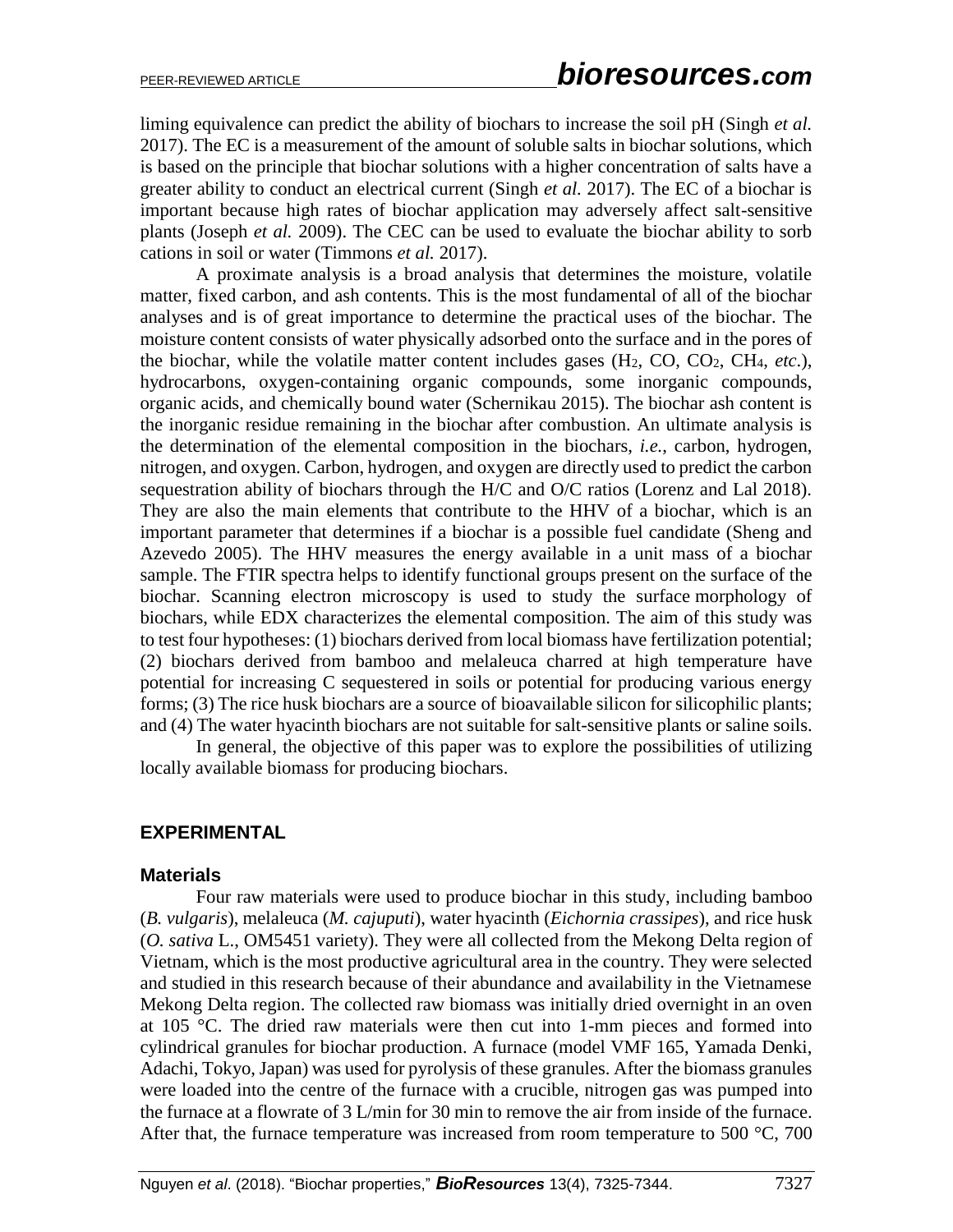liming equivalence can predict the ability of biochars to increase the soil pH (Singh *et al.* 2017). The EC is a measurement of the amount of soluble salts in biochar solutions, which is based on the principle that biochar solutions with a higher concentration of salts have a greater ability to conduct an electrical current (Singh *et al.* 2017). The EC of a biochar is important because high rates of biochar application may adversely affect salt-sensitive plants (Joseph *et al.* 2009). The CEC can be used to evaluate the biochar ability to sorb cations in soil or water (Timmons *et al.* 2017).

A proximate analysis is a broad analysis that determines the moisture, volatile matter, fixed carbon, and ash contents. This is the most fundamental of all of the biochar analyses and is of great importance to determine the practical uses of the biochar. The moisture content consists of water physically adsorbed onto the surface and in the pores of the biochar, while the volatile matter content includes gases ($H_2$, CO, $CO_2$, $CH_4$, *etc*.), hydrocarbons, oxygen-containing organic compounds, some inorganic compounds, organic acids, and chemically bound water (Schernikau 2015). The biochar ash content is the inorganic residue remaining in the biochar after combustion. An ultimate analysis is the determination of the elemental composition in the biochars, *i.e.*, carbon, hydrogen, nitrogen, and oxygen. Carbon, hydrogen, and oxygen are directly used to predict the carbon sequestration ability of biochars through the H/C and O/C ratios (Lorenz and Lal 2018). They are also the main elements that contribute to the HHV of a biochar, which is an important parameter that determines if a biochar is a possible fuel candidate (Sheng and Azevedo 2005). The HHV measures the energy available in a unit mass of a biochar sample. The FTIR spectra helps to identify functional groups present on the surface of the biochar. Scanning electron microscopy is used to study the surface morphology of biochars, while EDX characterizes the elemental composition. The aim of this study was to test four hypotheses: (1) biochars derived from local biomass have fertilization potential; (2) biochars derived from bamboo and melaleuca charred at high temperature have potential for increasing C sequestered in soils or potential for producing various energy forms; (3) The rice husk biochars are a source of bioavailable silicon for silicophilic plants; and (4) The water hyacinth biochars are not suitable for salt-sensitive plants or saline soils.

In general, the objective of this paper was to explore the possibilities of utilizing locally available biomass for producing biochars.

## EXPERIMENTAL

### Materials

Four raw materials were used to produce biochar in this study, including bamboo (*B. vulgaris*), melaleuca (*M. cajuputi*), water hyacinth (*Eichornia crassipes*), and rice husk (*O. sativa* L., OM5451 variety). They were all collected from the Mekong Delta region of Vietnam, which is the most productive agricultural area in the country. They were selected and studied in this research because of their abundance and availability in the Vietnamese Mekong Delta region. The collected raw biomass was initially dried overnight in an oven at 105 °C. The dried raw materials were then cut into 1-mm pieces and formed into cylindrical granules for biochar production. A furnace (model VMF 165, Yamada Denki, Adachi, Tokyo, Japan) was used for pyrolysis of these granules. After the biomass granules were loaded into the centre of the furnace with a crucible, nitrogen gas was pumped into the furnace at a flowrate of 3 L/min for 30 min to remove the air from inside of the furnace. After that, the furnace temperature was increased from room temperature to 500 °C, 700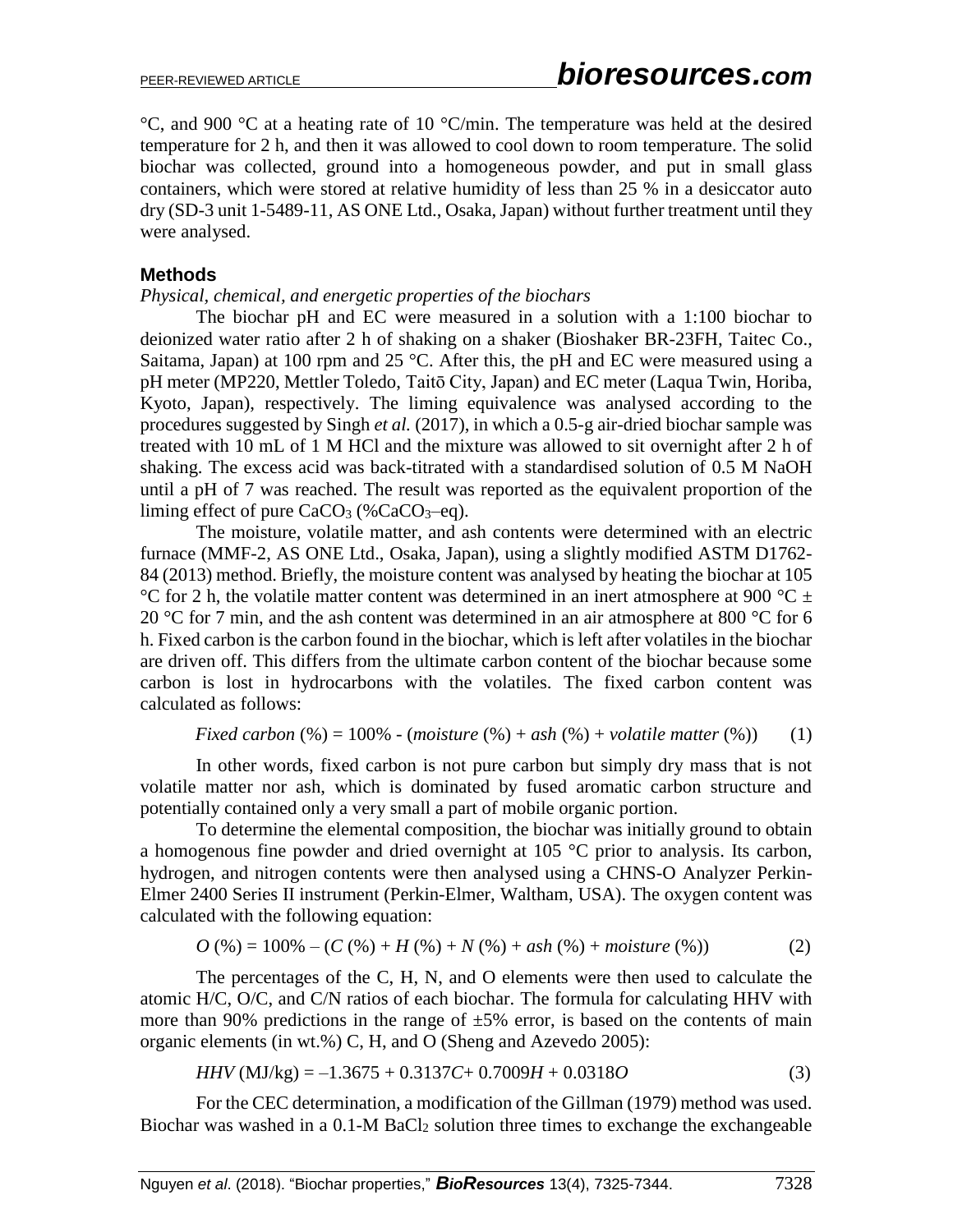°C, and 900 °C at a heating rate of 10 °C/min. The temperature was held at the desired temperature for 2 h, and then it was allowed to cool down to room temperature. The solid biochar was collected, ground into a homogeneous powder, and put in small glass containers, which were stored at relative humidity of less than 25 % in a desiccator auto dry (SD-3 unit 1-5489-11, AS ONE Ltd., Osaka, Japan) without further treatment until they were analysed.

## Methods

*Physical, chemical, and energetic properties of the biochars*

The biochar pH and EC were measured in a solution with a 1:100 biochar to deionized water ratio after 2 h of shaking on a shaker (Bioshaker BR-23FH, Taitec Co., Saitama, Japan) at 100 rpm and 25 °C. After this, the pH and EC were measured using a pH meter (MP220, Mettler Toledo, Taitō City, Japan) and EC meter (Laqua Twin, Horiba, Kyoto, Japan), respectively. The liming equivalence was analysed according to the procedures suggested by Singh *et al.* (2017), in which a 0.5-g air-dried biochar sample was treated with 10 mL of 1 M HCl and the mixture was allowed to sit overnight after 2 h of shaking. The excess acid was back-titrated with a standardised solution of 0.5 M NaOH until a pH of 7 was reached. The result was reported as the equivalent proportion of the liming effect of pure $CaCO_3$ (%$CaCO_3$–eq).

The moisture, volatile matter, and ash contents were determined with an electric furnace (MMF-2, AS ONE Ltd., Osaka, Japan), using a slightly modified ASTM D1762-84 (2013) method. Briefly, the moisture content was analysed by heating the biochar at 105 °C for 2 h, the volatile matter content was determined in an inert atmosphere at 900 °C ± 20 °C for 7 min, and the ash content was determined in an air atmosphere at 800 °C for 6 h. Fixed carbon is the carbon found in the biochar, which is left after volatiles in the biochar are driven off. This differs from the ultimate carbon content of the biochar because some carbon is lost in hydrocarbons with the volatiles. The fixed carbon content was calculated as follows:

$$\textit{Fixed carbon}\ (\%) = 100\% - (\textit{moisture}\ (\%) + \textit{ash}\ (\%) + \textit{volatile matter}\ (\%)) \tag{1}$$

In other words, fixed carbon is not pure carbon but simply dry mass that is not volatile matter nor ash, which is dominated by fused aromatic carbon structure and potentially contained only a very small a part of mobile organic portion.

To determine the elemental composition, the biochar was initially ground to obtain a homogenous fine powder and dried overnight at 105 °C prior to analysis. Its carbon, hydrogen, and nitrogen contents were then analysed using a CHNS-O Analyzer Perkin-Elmer 2400 Series II instrument (Perkin-Elmer, Waltham, USA). The oxygen content was calculated with the following equation:

$$O\ (\%) = 100\% - (C\ (\%) + H\ (\%) + N\ (\%) + \textit{ash}\ (\%) + \textit{moisture}\ (\%)) \tag{2}$$

The percentages of the C, H, N, and O elements were then used to calculate the atomic H/C, O/C, and C/N ratios of each biochar. The formula for calculating HHV with more than 90% predictions in the range of ±5% error, is based on the contents of main organic elements (in wt.%) C, H, and O (Sheng and Azevedo 2005):

$$\textit{HHV}\ (\text{MJ/kg}) = -1.3675 + 0.3137C + 0.7009H + 0.0318O \tag{3}$$

For the CEC determination, a modification of the Gillman (1979) method was used. Biochar was washed in a 0.1-M $BaCl_2$ solution three times to exchange the exchangeable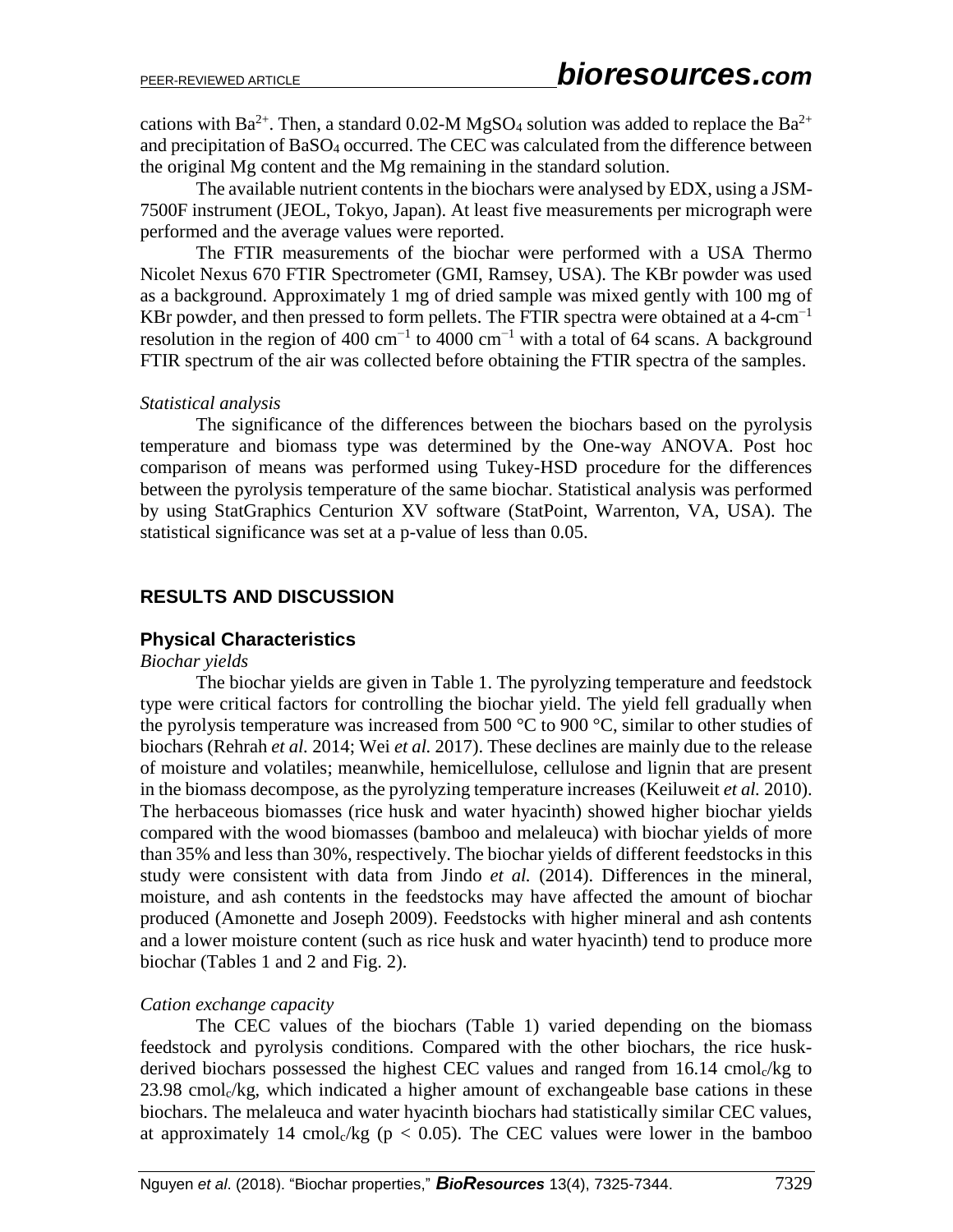cations with $Ba^{2+}$. Then, a standard 0.02-M $MgSO_4$ solution was added to replace the $Ba^{2+}$ and precipitation of $BaSO_4$ occurred. The CEC was calculated from the difference between the original Mg content and the Mg remaining in the standard solution.

The available nutrient contents in the biochars were analysed by EDX, using a JSM-7500F instrument (JEOL, Tokyo, Japan). At least five measurements per micrograph were performed and the average values were reported.

The FTIR measurements of the biochar were performed with a USA Thermo Nicolet Nexus 670 FTIR Spectrometer (GMI, Ramsey, USA). The KBr powder was used as a background. Approximately 1 mg of dried sample was mixed gently with 100 mg of KBr powder, and then pressed to form pellets. The FTIR spectra were obtained at a 4-$cm^{-1}$ resolution in the region of 400 $cm^{-1}$ to 4000 $cm^{-1}$ with a total of 64 scans. A background FTIR spectrum of the air was collected before obtaining the FTIR spectra of the samples.

*Statistical analysis*

The significance of the differences between the biochars based on the pyrolysis temperature and biomass type was determined by the One-way ANOVA. Post hoc comparison of means was performed using Tukey-HSD procedure for the differences between the pyrolysis temperature of the same biochar. Statistical analysis was performed by using StatGraphics Centurion XV software (StatPoint, Warrenton, VA, USA). The statistical significance was set at a p-value of less than 0.05.

## RESULTS AND DISCUSSION

### Physical Characteristics

*Biochar yields*

The biochar yields are given in Table 1. The pyrolyzing temperature and feedstock type were critical factors for controlling the biochar yield. The yield fell gradually when the pyrolysis temperature was increased from 500 °C to 900 °C, similar to other studies of biochars (Rehrah *et al.* 2014; Wei *et al.* 2017). These declines are mainly due to the release of moisture and volatiles; meanwhile, hemicellulose, cellulose and lignin that are present in the biomass decompose, as the pyrolyzing temperature increases (Keiluweit *et al.* 2010). The herbaceous biomasses (rice husk and water hyacinth) showed higher biochar yields compared with the wood biomasses (bamboo and melaleuca) with biochar yields of more than 35% and less than 30%, respectively. The biochar yields of different feedstocks in this study were consistent with data from Jindo *et al.* (2014). Differences in the mineral, moisture, and ash contents in the feedstocks may have affected the amount of biochar produced (Amonette and Joseph 2009). Feedstocks with higher mineral and ash contents and a lower moisture content (such as rice husk and water hyacinth) tend to produce more biochar (Tables 1 and 2 and Fig. 2).

*Cation exchange capacity*

The CEC values of the biochars (Table 1) varied depending on the biomass feedstock and pyrolysis conditions. Compared with the other biochars, the rice husk-derived biochars possessed the highest CEC values and ranged from 16.14 $cmol_c/kg$ to 23.98 $cmol_c/kg$, which indicated a higher amount of exchangeable base cations in these biochars. The melaleuca and water hyacinth biochars had statistically similar CEC values, at approximately 14 $cmol_c/kg$ ($p < 0.05$). The CEC values were lower in the bamboo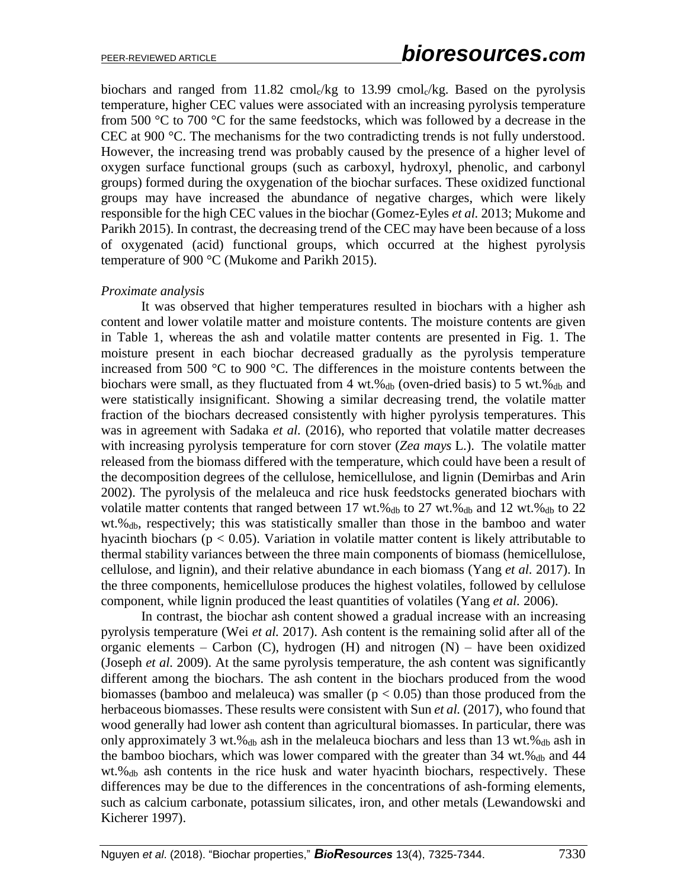biochars and ranged from 11.82 $cmol_c$/kg to 13.99 $cmol_c$/kg. Based on the pyrolysis temperature, higher CEC values were associated with an increasing pyrolysis temperature from 500 °C to 700 °C for the same feedstocks, which was followed by a decrease in the CEC at 900 °C. The mechanisms for the two contradicting trends is not fully understood. However, the increasing trend was probably caused by the presence of a higher level of oxygen surface functional groups (such as carboxyl, hydroxyl, phenolic, and carbonyl groups) formed during the oxygenation of the biochar surfaces. These oxidized functional groups may have increased the abundance of negative charges, which were likely responsible for the high CEC values in the biochar (Gomez-Eyles *et al.* 2013; Mukome and Parikh 2015). In contrast, the decreasing trend of the CEC may have been because of a loss of oxygenated (acid) functional groups, which occurred at the highest pyrolysis temperature of 900 °C (Mukome and Parikh 2015).

*Proximate analysis*

It was observed that higher temperatures resulted in biochars with a higher ash content and lower volatile matter and moisture contents. The moisture contents are given in Table 1, whereas the ash and volatile matter contents are presented in Fig. 1. The moisture present in each biochar decreased gradually as the pyrolysis temperature increased from 500 °C to 900 °C. The differences in the moisture contents between the biochars were small, as they fluctuated from 4 $wt.\%_{db}$ (oven-dried basis) to 5 $wt.\%_{db}$ and were statistically insignificant. Showing a similar decreasing trend, the volatile matter fraction of the biochars decreased consistently with higher pyrolysis temperatures. This was in agreement with Sadaka *et al.* (2016), who reported that volatile matter decreases with increasing pyrolysis temperature for corn stover (*Zea mays* L.). The volatile matter released from the biomass differed with the temperature, which could have been a result of the decomposition degrees of the cellulose, hemicellulose, and lignin (Demirbas and Arin 2002). The pyrolysis of the melaleuca and rice husk feedstocks generated biochars with volatile matter contents that ranged between 17 $wt.\%_{db}$ to 27 $wt.\%_{db}$ and 12 $wt.\%_{db}$ to 22 $wt.\%_{db}$, respectively; this was statistically smaller than those in the bamboo and water hyacinth biochars ($p < 0.05$). Variation in volatile matter content is likely attributable to thermal stability variances between the three main components of biomass (hemicellulose, cellulose, and lignin), and their relative abundance in each biomass (Yang *et al.* 2017). In the three components, hemicellulose produces the highest volatiles, followed by cellulose component, while lignin produced the least quantities of volatiles (Yang *et al.* 2006).

In contrast, the biochar ash content showed a gradual increase with an increasing pyrolysis temperature (Wei *et al.* 2017). Ash content is the remaining solid after all of the organic elements – Carbon (C), hydrogen (H) and nitrogen (N) – have been oxidized (Joseph *et al.* 2009). At the same pyrolysis temperature, the ash content was significantly different among the biochars. The ash content in the biochars produced from the wood biomasses (bamboo and melaleuca) was smaller ($p < 0.05$) than those produced from the herbaceous biomasses. These results were consistent with Sun *et al.* (2017), who found that wood generally had lower ash content than agricultural biomasses. In particular, there was only approximately 3 $wt.\%_{db}$ ash in the melaleuca biochars and less than 13 $wt.\%_{db}$ ash in the bamboo biochars, which was lower compared with the greater than 34 $wt.\%_{db}$ and 44 $wt.\%_{db}$ ash contents in the rice husk and water hyacinth biochars, respectively. These differences may be due to the differences in the concentrations of ash-forming elements, such as calcium carbonate, potassium silicates, iron, and other metals (Lewandowski and Kicherer 1997).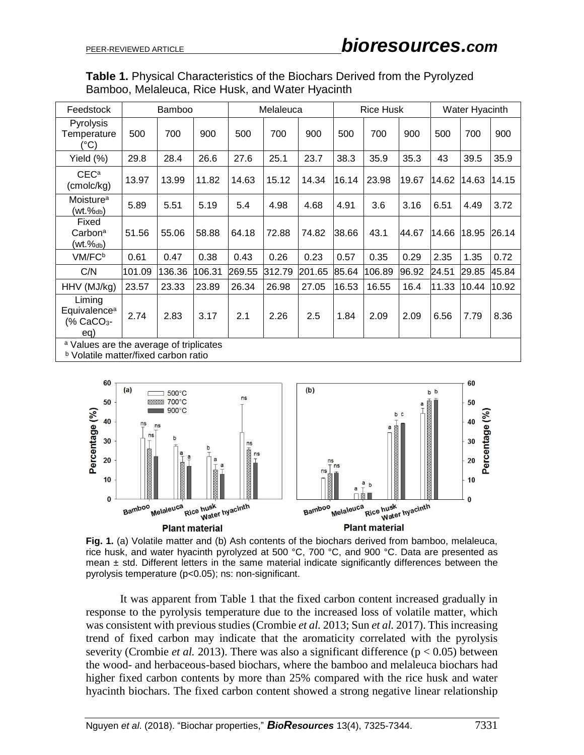**Table 1.** Physical Characteristics of the Biochars Derived from the Pyrolyzed Bamboo, Melaleuca, Rice Husk, and Water Hyacinth

| Feedstock | Bamboo | | | Melaleuca | | | Rice Husk | | | Water Hyacinth | | |
|---|---|---|---|---|---|---|---|---|---|---|---|---|
| Pyrolysis Temperature (°C) | 500 | 700 | 900 | 500 | 700 | 900 | 500 | 700 | 900 | 500 | 700 | 900 |
| Yield (%) | 29.8 | 28.4 | 26.6 | 27.6 | 25.1 | 23.7 | 38.3 | 35.9 | 35.3 | 43 | 39.5 | 35.9 |
| CEC[a] (cmolc/kg) | 13.97 | 13.99 | 11.82 | 14.63 | 15.12 | 14.34 | 16.14 | 23.98 | 19.67 | 14.62 | 14.63 | 14.15 |
| Moisture[a] (wt.%$_{db}$) | 5.89 | 5.51 | 5.19 | 5.4 | 4.98 | 4.68 | 4.91 | 3.6 | 3.16 | 6.51 | 4.49 | 3.72 |
| Fixed Carbon[a] (wt.%$_{db}$) | 51.56 | 55.06 | 58.88 | 64.18 | 72.88 | 74.82 | 38.66 | 43.1 | 44.67 | 14.66 | 18.95 | 26.14 |
| VM/FC[b] | 0.61 | 0.47 | 0.38 | 0.43 | 0.26 | 0.23 | 0.57 | 0.35 | 0.29 | 2.35 | 1.35 | 0.72 |
| C/N | 101.09 | 136.36 | 106.31 | 269.55 | 312.79 | 201.65 | 85.64 | 106.89 | 96.92 | 24.51 | 29.85 | 45.84 |
| HHV (MJ/kg) | 23.57 | 23.33 | 23.89 | 26.34 | 26.98 | 27.05 | 16.53 | 16.55 | 16.4 | 11.33 | 10.44 | 10.92 |
| Liming Equivalence[a] (% $CaCO_3$-eq) | 2.74 | 2.83 | 3.17 | 2.1 | 2.26 | 2.5 | 1.84 | 2.09 | 2.09 | 6.56 | 7.79 | 8.36 |

[a] Values are the average of triplicates
[b] Volatile matter/fixed carbon ratio

**Fig. 1.** (a) Volatile matter and (b) Ash contents of the biochars derived from bamboo, melaleuca, rice husk, and water hyacinth pyrolyzed at 500 °C, 700 °C, and 900 °C. Data are presented as mean ± std. Different letters in the same material indicate significantly differences between the pyrolysis temperature (p<0.05); ns: non-significant.

It was apparent from Table 1 that the fixed carbon content increased gradually in response to the pyrolysis temperature due to the increased loss of volatile matter, which was consistent with previous studies (Crombie *et al.* 2013; Sun *et al.* 2017). This increasing trend of fixed carbon may indicate that the aromaticity correlated with the pyrolysis severity (Crombie *et al.* 2013). There was also a significant difference ($p < 0.05$) between the wood- and herbaceous-based biochars, where the bamboo and melaleuca biochars had higher fixed carbon contents by more than 25% compared with the rice husk and water hyacinth biochars. The fixed carbon content showed a strong negative linear relationship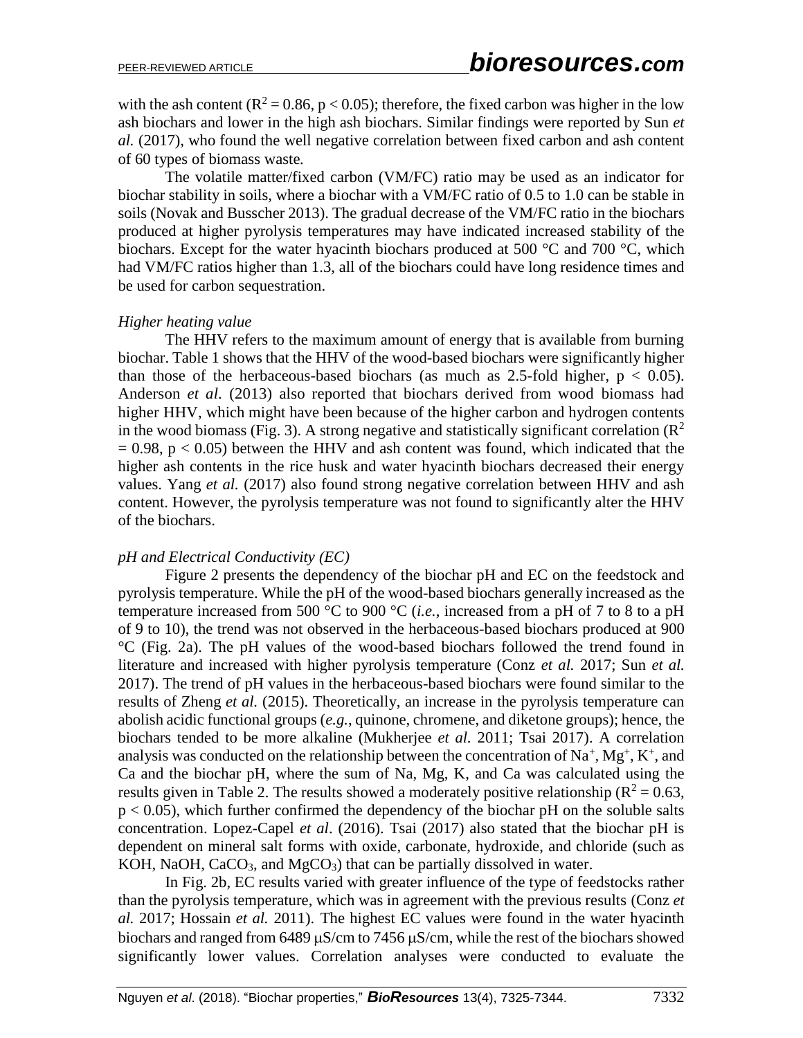with the ash content ($R^2 = 0.86$, $p < 0.05$); therefore, the fixed carbon was higher in the low ash biochars and lower in the high ash biochars. Similar findings were reported by Sun *et al.* (2017), who found the well negative correlation between fixed carbon and ash content of 60 types of biomass waste.

The volatile matter/fixed carbon (VM/FC) ratio may be used as an indicator for biochar stability in soils, where a biochar with a VM/FC ratio of 0.5 to 1.0 can be stable in soils (Novak and Busscher 2013). The gradual decrease of the VM/FC ratio in the biochars produced at higher pyrolysis temperatures may have indicated increased stability of the biochars. Except for the water hyacinth biochars produced at 500 °C and 700 °C, which had VM/FC ratios higher than 1.3, all of the biochars could have long residence times and be used for carbon sequestration.

### *Higher heating value*

The HHV refers to the maximum amount of energy that is available from burning biochar. Table 1 shows that the HHV of the wood-based biochars were significantly higher than those of the herbaceous-based biochars (as much as 2.5-fold higher, $p < 0.05$). Anderson *et al*. (2013) also reported that biochars derived from wood biomass had higher HHV, which might have been because of the higher carbon and hydrogen contents in the wood biomass (Fig. 3). A strong negative and statistically significant correlation ($R^2 = 0.98$, $p < 0.05$) between the HHV and ash content was found, which indicated that the higher ash contents in the rice husk and water hyacinth biochars decreased their energy values. Yang *et al.* (2017) also found strong negative correlation between HHV and ash content. However, the pyrolysis temperature was not found to significantly alter the HHV of the biochars.

### *pH and Electrical Conductivity (EC)*

Figure 2 presents the dependency of the biochar pH and EC on the feedstock and pyrolysis temperature. While the pH of the wood-based biochars generally increased as the temperature increased from 500 °C to 900 °C (*i.e.*, increased from a pH of 7 to 8 to a pH of 9 to 10), the trend was not observed in the herbaceous-based biochars produced at 900 °C (Fig. 2a). The pH values of the wood-based biochars followed the trend found in literature and increased with higher pyrolysis temperature (Conz *et al.* 2017; Sun *et al.* 2017). The trend of pH values in the herbaceous-based biochars were found similar to the results of Zheng *et al.* (2015). Theoretically, an increase in the pyrolysis temperature can abolish acidic functional groups (*e.g.*, quinone, chromene, and diketone groups); hence, the biochars tended to be more alkaline (Mukherjee *et al.* 2011; Tsai 2017). A correlation analysis was conducted on the relationship between the concentration of $Na^+$, $Mg^+$, $K^+$, and Ca and the biochar pH, where the sum of Na, Mg, K, and Ca was calculated using the results given in Table 2. The results showed a moderately positive relationship ($R^2 = 0.63$, $p < 0.05$), which further confirmed the dependency of the biochar pH on the soluble salts concentration. Lopez-Capel *et al*. (2016). Tsai (2017) also stated that the biochar pH is dependent on mineral salt forms with oxide, carbonate, hydroxide, and chloride (such as KOH, NaOH, $CaCO_3$, and $MgCO_3$) that can be partially dissolved in water.

In Fig. 2b, EC results varied with greater influence of the type of feedstocks rather than the pyrolysis temperature, which was in agreement with the previous results (Conz *et al.* 2017; Hossain *et al.* 2011). The highest EC values were found in the water hyacinth biochars and ranged from 6489 μS/cm to 7456 μS/cm, while the rest of the biochars showed significantly lower values. Correlation analyses were conducted to evaluate the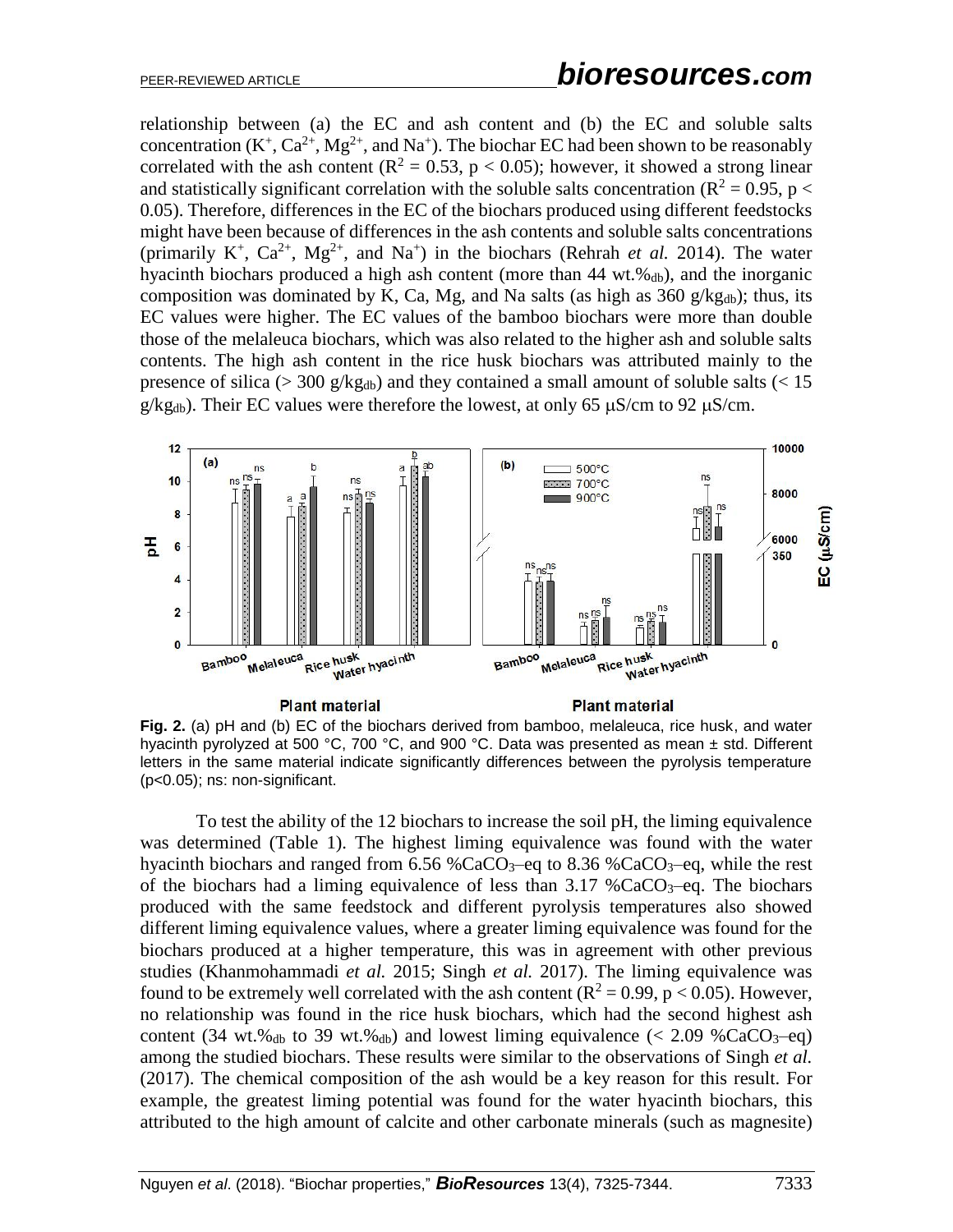relationship between (a) the EC and ash content and (b) the EC and soluble salts concentration ($K^+$, $Ca^{2+}$, $Mg^{2+}$, and $Na^+$). The biochar EC had been shown to be reasonably correlated with the ash content ($R^2 = 0.53$, $p < 0.05$); however, it showed a strong linear and statistically significant correlation with the soluble salts concentration ($R^2 = 0.95$, $p < 0.05$). Therefore, differences in the EC of the biochars produced using different feedstocks might have been because of differences in the ash contents and soluble salts concentrations (primarily $K^+$, $Ca^{2+}$, $Mg^{2+}$, and $Na^+$) in the biochars (Rehrah *et al.* 2014). The water hyacinth biochars produced a high ash content (more than 44 wt.%$_{db}$), and the inorganic composition was dominated by K, Ca, Mg, and Na salts (as high as 360 g/kg$_{db}$); thus, its EC values were higher. The EC values of the bamboo biochars were more than double those of the melaleuca biochars, which was also related to the higher ash and soluble salts contents. The high ash content in the rice husk biochars was attributed mainly to the presence of silica (> 300 g/kg$_{db}$) and they contained a small amount of soluble salts (< 15 g/kg$_{db}$). Their EC values were therefore the lowest, at only 65 μS/cm to 92 μS/cm.

**Fig. 2.** (a) pH and (b) EC of the biochars derived from bamboo, melaleuca, rice husk, and water hyacinth pyrolyzed at 500 °C, 700 °C, and 900 °C. Data was presented as mean ± std. Different letters in the same material indicate significantly differences between the pyrolysis temperature (p<0.05); ns: non-significant.

To test the ability of the 12 biochars to increase the soil pH, the liming equivalence was determined (Table 1). The highest liming equivalence was found with the water hyacinth biochars and ranged from 6.56 %$CaCO_3$–eq to 8.36 %$CaCO_3$–eq, while the rest of the biochars had a liming equivalence of less than 3.17 %$CaCO_3$–eq. The biochars produced with the same feedstock and different pyrolysis temperatures also showed different liming equivalence values, where a greater liming equivalence was found for the biochars produced at a higher temperature, this was in agreement with other previous studies (Khanmohammadi *et al.* 2015; Singh *et al.* 2017). The liming equivalence was found to be extremely well correlated with the ash content ($R^2 = 0.99$, $p < 0.05$). However, no relationship was found in the rice husk biochars, which had the second highest ash content (34 wt.%$_{db}$ to 39 wt.%$_{db}$) and lowest liming equivalence (< 2.09 %$CaCO_3$–eq) among the studied biochars. These results were similar to the observations of Singh *et al.* (2017). The chemical composition of the ash would be a key reason for this result. For example, the greatest liming potential was found for the water hyacinth biochars, this attributed to the high amount of calcite and other carbonate minerals (such as magnesite)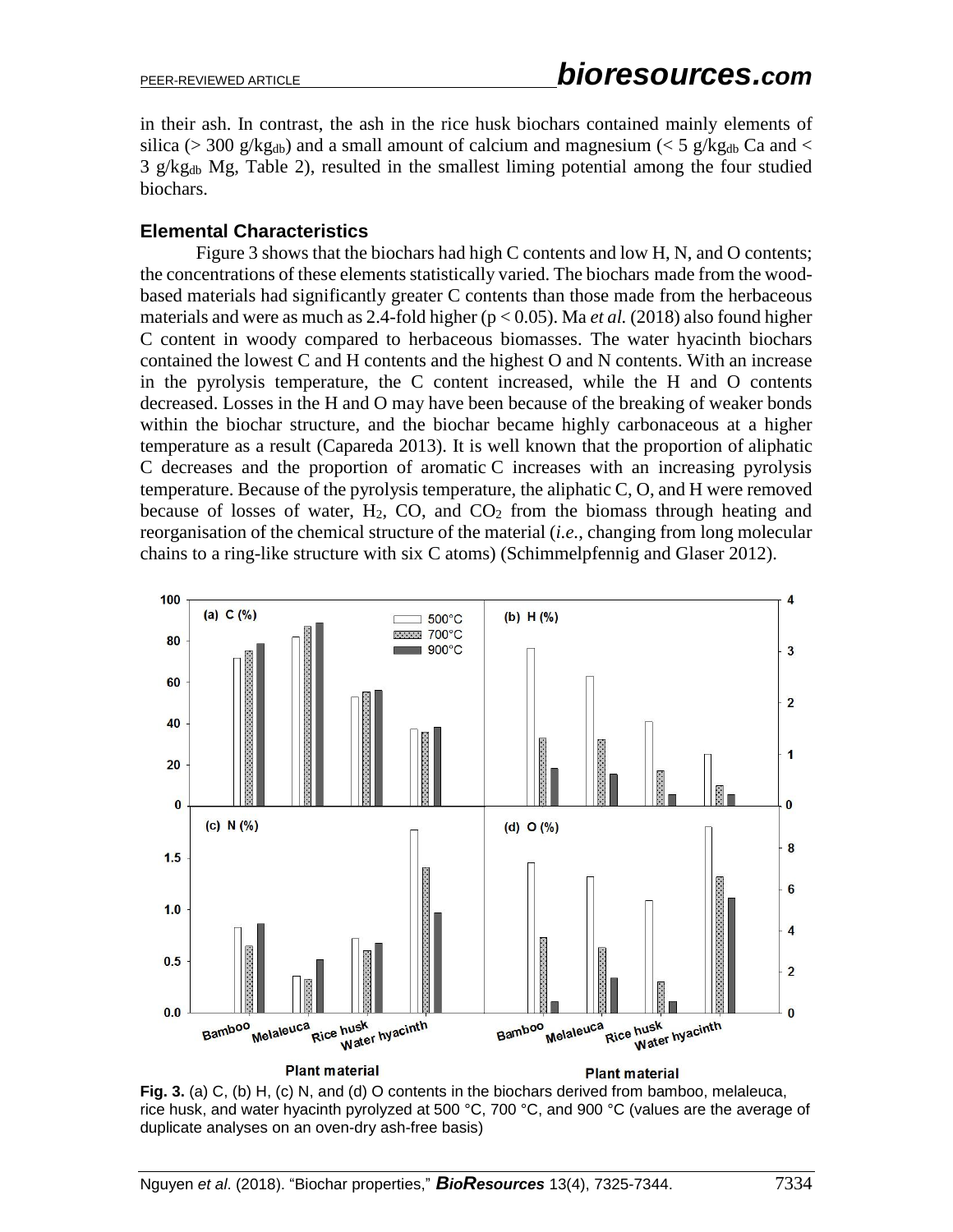in their ash. In contrast, the ash in the rice husk biochars contained mainly elements of silica (> 300 $g/kg_{db}$) and a small amount of calcium and magnesium (< 5 $g/kg_{db}$ Ca and < 3 $g/kg_{db}$ Mg, Table 2), resulted in the smallest liming potential among the four studied biochars.

## Elemental Characteristics

Figure 3 shows that the biochars had high C contents and low H, N, and O contents; the concentrations of these elements statistically varied. The biochars made from the wood-based materials had significantly greater C contents than those made from the herbaceous materials and were as much as 2.4-fold higher ($p < 0.05$). Ma *et al.* (2018) also found higher C content in woody compared to herbaceous biomasses. The water hyacinth biochars contained the lowest C and H contents and the highest O and N contents. With an increase in the pyrolysis temperature, the C content increased, while the H and O contents decreased. Losses in the H and O may have been because of the breaking of weaker bonds within the biochar structure, and the biochar became highly carbonaceous at a higher temperature as a result (Capareda 2013). It is well known that the proportion of aliphatic C decreases and the proportion of aromatic C increases with an increasing pyrolysis temperature. Because of the pyrolysis temperature, the aliphatic C, O, and H were removed because of losses of water, $H_2$, CO, and $CO_2$ from the biomass through heating and reorganisation of the chemical structure of the material (*i.e.*, changing from long molecular chains to a ring-like structure with six C atoms) (Schimmelpfennig and Glaser 2012).

**Fig. 3.** (a) C, (b) H, (c) N, and (d) O contents in the biochars derived from bamboo, melaleuca, rice husk, and water hyacinth pyrolyzed at 500 °C, 700 °C, and 900 °C (values are the average of duplicate analyses on an oven-dry ash-free basis)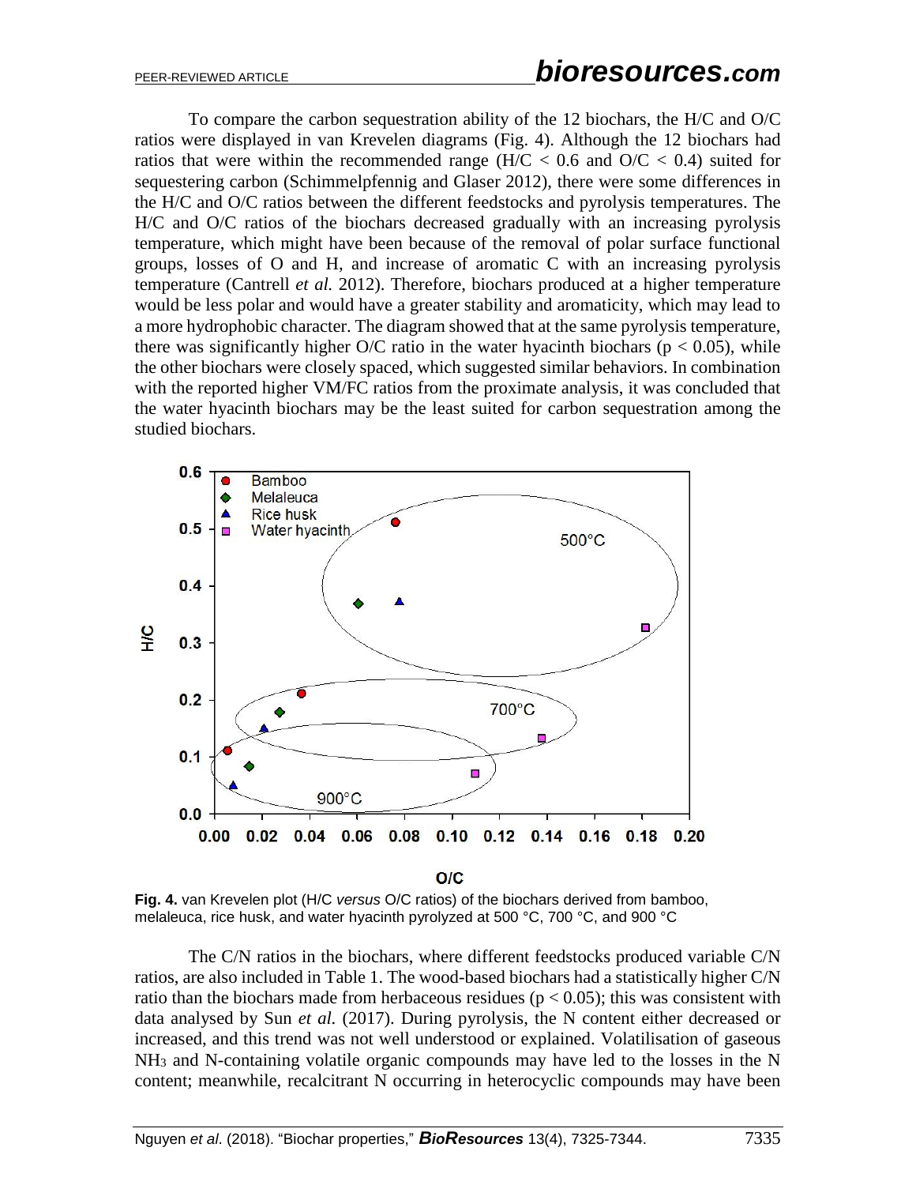To compare the carbon sequestration ability of the 12 biochars, the H/C and O/C ratios were displayed in van Krevelen diagrams (Fig. 4). Although the 12 biochars had ratios that were within the recommended range (H/C < 0.6 and O/C < 0.4) suited for sequestering carbon (Schimmelpfennig and Glaser 2012), there were some differences in the H/C and O/C ratios between the different feedstocks and pyrolysis temperatures. The H/C and O/C ratios of the biochars decreased gradually with an increasing pyrolysis temperature, which might have been because of the removal of polar surface functional groups, losses of O and H, and increase of aromatic C with an increasing pyrolysis temperature (Cantrell *et al.* 2012). Therefore, biochars produced at a higher temperature would be less polar and would have a greater stability and aromaticity, which may lead to a more hydrophobic character. The diagram showed that at the same pyrolysis temperature, there was significantly higher O/C ratio in the water hyacinth biochars ($p < 0.05$), while the other biochars were closely spaced, which suggested similar behaviors. In combination with the reported higher VM/FC ratios from the proximate analysis, it was concluded that the water hyacinth biochars may be the least suited for carbon sequestration among the studied biochars.

**Fig. 4.** van Krevelen plot (H/C *versus* O/C ratios) of the biochars derived from bamboo, melaleuca, rice husk, and water hyacinth pyrolyzed at 500 °C, 700 °C, and 900 °C

The C/N ratios in the biochars, where different feedstocks produced variable C/N ratios, are also included in Table 1. The wood-based biochars had a statistically higher C/N ratio than the biochars made from herbaceous residues ($p < 0.05$); this was consistent with data analysed by Sun *et al.* (2017). During pyrolysis, the N content either decreased or increased, and this trend was not well understood or explained. Volatilisation of gaseous $NH_3$ and N-containing volatile organic compounds may have led to the losses in the N content; meanwhile, recalcitrant N occurring in heterocyclic compounds may have been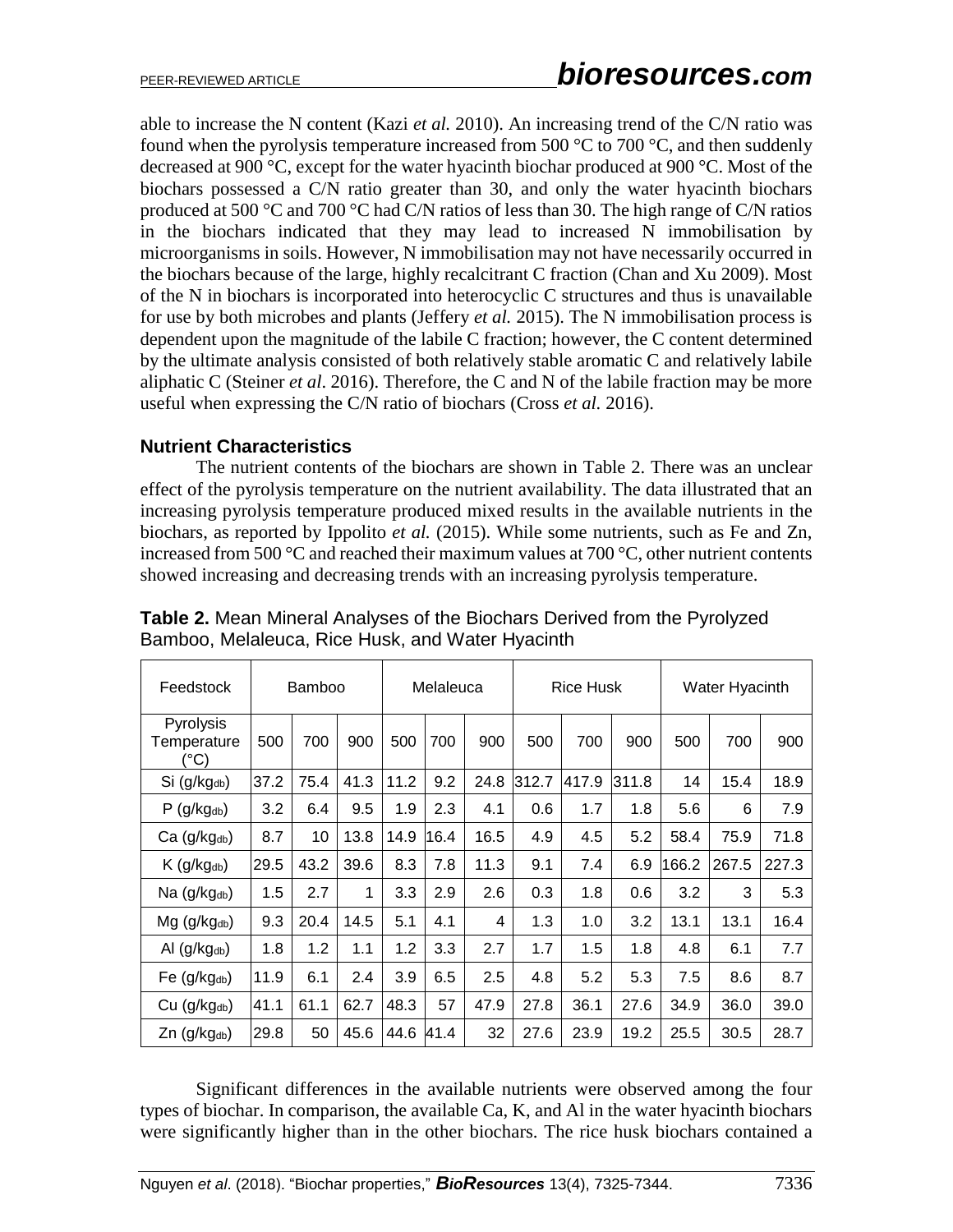able to increase the N content (Kazi *et al.* 2010). An increasing trend of the C/N ratio was found when the pyrolysis temperature increased from 500 °C to 700 °C, and then suddenly decreased at 900 °C, except for the water hyacinth biochar produced at 900 °C. Most of the biochars possessed a C/N ratio greater than 30, and only the water hyacinth biochars produced at 500 °C and 700 °C had C/N ratios of less than 30. The high range of C/N ratios in the biochars indicated that they may lead to increased N immobilisation by microorganisms in soils. However, N immobilisation may not have necessarily occurred in the biochars because of the large, highly recalcitrant C fraction (Chan and Xu 2009). Most of the N in biochars is incorporated into heterocyclic C structures and thus is unavailable for use by both microbes and plants (Jeffery *et al.* 2015). The N immobilisation process is dependent upon the magnitude of the labile C fraction; however, the C content determined by the ultimate analysis consisted of both relatively stable aromatic C and relatively labile aliphatic C (Steiner *et al*. 2016). Therefore, the C and N of the labile fraction may be more useful when expressing the C/N ratio of biochars (Cross *et al.* 2016).

### Nutrient Characteristics

The nutrient contents of the biochars are shown in Table 2. There was an unclear effect of the pyrolysis temperature on the nutrient availability. The data illustrated that an increasing pyrolysis temperature produced mixed results in the available nutrients in the biochars, as reported by Ippolito *et al.* (2015). While some nutrients, such as Fe and Zn, increased from 500 °C and reached their maximum values at 700 °C, other nutrient contents showed increasing and decreasing trends with an increasing pyrolysis temperature.

**Table 2.** Mean Mineral Analyses of the Biochars Derived from the Pyrolyzed Bamboo, Melaleuca, Rice Husk, and Water Hyacinth

| Feedstock | Bamboo | | | Melaleuca | | | Rice Husk | | | Water Hyacinth | | |
|---|---|---|---|---|---|---|---|---|---|---|---|---|
| Pyrolysis Temperature (°C) | 500 | 700 | 900 | 500 | 700 | 900 | 500 | 700 | 900 | 500 | 700 | 900 |
| Si ($g/kg_{db}$) | 37.2 | 75.4 | 41.3 | 11.2 | 9.2 | 24.8 | 312.7 | 417.9 | 311.8 | 14 | 15.4 | 18.9 |
| P ($g/kg_{db}$) | 3.2 | 6.4 | 9.5 | 1.9 | 2.3 | 4.1 | 0.6 | 1.7 | 1.8 | 5.6 | 6 | 7.9 |
| Ca ($g/kg_{db}$) | 8.7 | 10 | 13.8 | 14.9 | 16.4 | 16.5 | 4.9 | 4.5 | 5.2 | 58.4 | 75.9 | 71.8 |
| K ($g/kg_{db}$) | 29.5 | 43.2 | 39.6 | 8.3 | 7.8 | 11.3 | 9.1 | 7.4 | 6.9 | 166.2 | 267.5 | 227.3 |
| Na ($g/kg_{db}$) | 1.5 | 2.7 | 1 | 3.3 | 2.9 | 2.6 | 0.3 | 1.8 | 0.6 | 3.2 | 3 | 5.3 |
| Mg ($g/kg_{db}$) | 9.3 | 20.4 | 14.5 | 5.1 | 4.1 | 4 | 1.3 | 1.0 | 3.2 | 13.1 | 13.1 | 16.4 |
| Al ($g/kg_{db}$) | 1.8 | 1.2 | 1.1 | 1.2 | 3.3 | 2.7 | 1.7 | 1.5 | 1.8 | 4.8 | 6.1 | 7.7 |
| Fe ($g/kg_{db}$) | 11.9 | 6.1 | 2.4 | 3.9 | 6.5 | 2.5 | 4.8 | 5.2 | 5.3 | 7.5 | 8.6 | 8.7 |
| Cu ($g/kg_{db}$) | 41.1 | 61.1 | 62.7 | 48.3 | 57 | 47.9 | 27.8 | 36.1 | 27.6 | 34.9 | 36.0 | 39.0 |
| Zn ($g/kg_{db}$) | 29.8 | 50 | 45.6 | 44.6 | 41.4 | 32 | 27.6 | 23.9 | 19.2 | 25.5 | 30.5 | 28.7 |

Significant differences in the available nutrients were observed among the four types of biochar. In comparison, the available Ca, K, and Al in the water hyacinth biochars were significantly higher than in the other biochars. The rice husk biochars contained a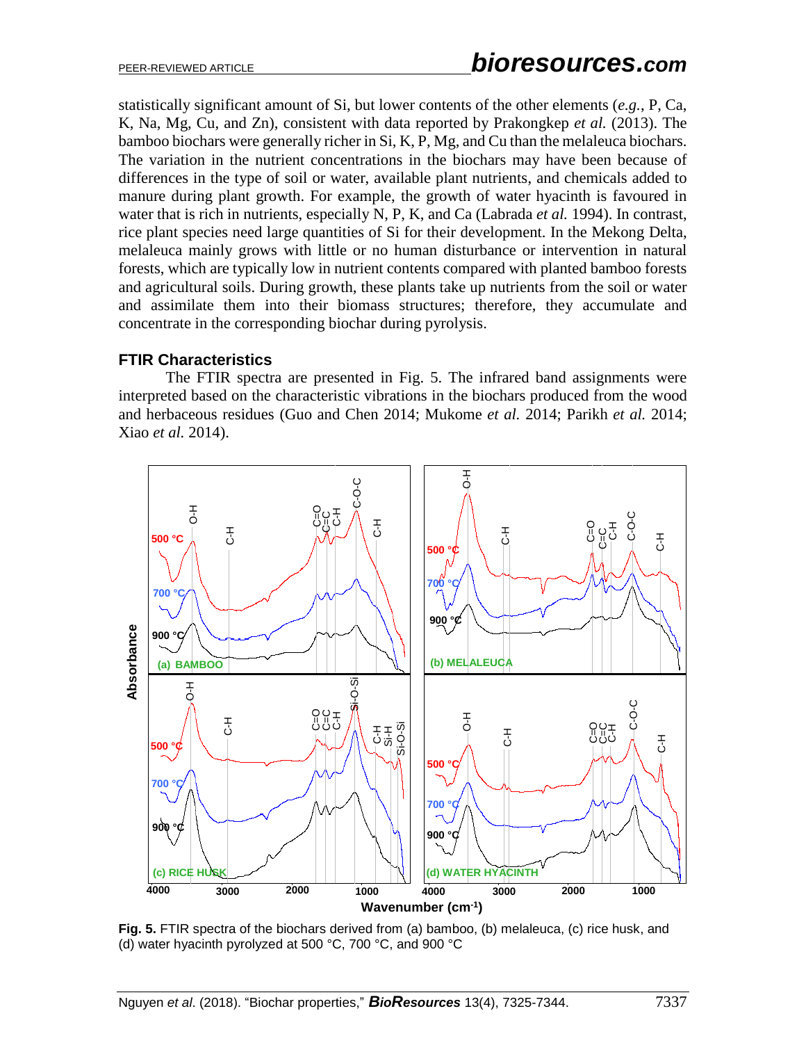statistically significant amount of Si, but lower contents of the other elements (*e.g.*, P, Ca, K, Na, Mg, Cu, and Zn), consistent with data reported by Prakongkep *et al.* (2013). The bamboo biochars were generally richer in Si, K, P, Mg, and Cu than the melaleuca biochars. The variation in the nutrient concentrations in the biochars may have been because of differences in the type of soil or water, available plant nutrients, and chemicals added to manure during plant growth. For example, the growth of water hyacinth is favoured in water that is rich in nutrients, especially N, P, K, and Ca (Labrada *et al.* 1994). In contrast, rice plant species need large quantities of Si for their development. In the Mekong Delta, melaleuca mainly grows with little or no human disturbance or intervention in natural forests, which are typically low in nutrient contents compared with planted bamboo forests and agricultural soils. During growth, these plants take up nutrients from the soil or water and assimilate them into their biomass structures; therefore, they accumulate and concentrate in the corresponding biochar during pyrolysis.

### FTIR Characteristics

The FTIR spectra are presented in Fig. 5. The infrared band assignments were interpreted based on the characteristic vibrations in the biochars produced from the wood and herbaceous residues (Guo and Chen 2014; Mukome *et al.* 2014; Parikh *et al.* 2014; Xiao *et al.* 2014).

**Fig. 5.** FTIR spectra of the biochars derived from (a) bamboo, (b) melaleuca, (c) rice husk, and (d) water hyacinth pyrolyzed at 500 °C, 700 °C, and 900 °C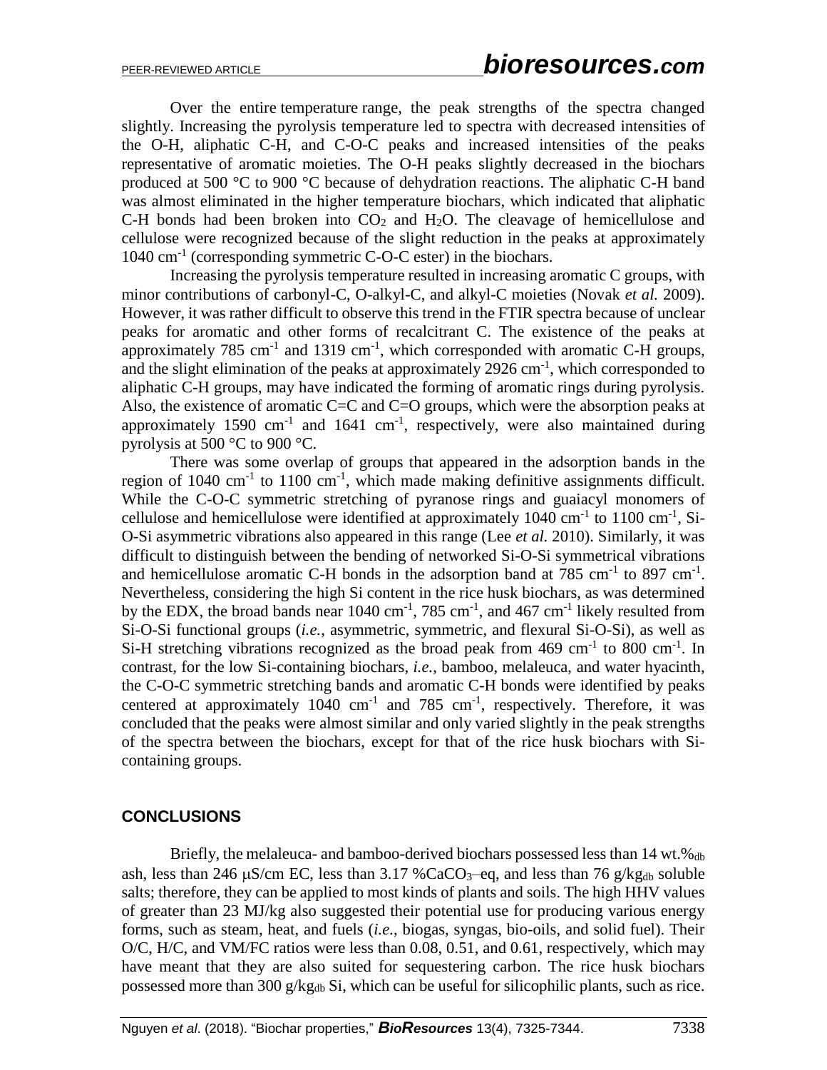Over the entire temperature range, the peak strengths of the spectra changed slightly. Increasing the pyrolysis temperature led to spectra with decreased intensities of the O-H, aliphatic C-H, and C-O-C peaks and increased intensities of the peaks representative of aromatic moieties. The O-H peaks slightly decreased in the biochars produced at 500 °C to 900 °C because of dehydration reactions. The aliphatic C-H band was almost eliminated in the higher temperature biochars, which indicated that aliphatic C-H bonds had been broken into $CO_2$ and $H_2O$. The cleavage of hemicellulose and cellulose were recognized because of the slight reduction in the peaks at approximately 1040 $cm^{-1}$ (corresponding symmetric C-O-C ester) in the biochars.

Increasing the pyrolysis temperature resulted in increasing aromatic C groups, with minor contributions of carbonyl-C, O-alkyl-C, and alkyl-C moieties (Novak *et al.* 2009). However, it was rather difficult to observe this trend in the FTIR spectra because of unclear peaks for aromatic and other forms of recalcitrant C. The existence of the peaks at approximately 785 $cm^{-1}$ and 1319 $cm^{-1}$, which corresponded with aromatic C-H groups, and the slight elimination of the peaks at approximately 2926 $cm^{-1}$, which corresponded to aliphatic C-H groups, may have indicated the forming of aromatic rings during pyrolysis. Also, the existence of aromatic C=C and C=O groups, which were the absorption peaks at approximately 1590 $cm^{-1}$ and 1641 $cm^{-1}$, respectively, were also maintained during pyrolysis at 500 °C to 900 °C.

There was some overlap of groups that appeared in the adsorption bands in the region of 1040 $cm^{-1}$ to 1100 $cm^{-1}$, which made making definitive assignments difficult. While the C-O-C symmetric stretching of pyranose rings and guaiacyl monomers of cellulose and hemicellulose were identified at approximately 1040 $cm^{-1}$ to 1100 $cm^{-1}$, Si-O-Si asymmetric vibrations also appeared in this range (Lee *et al.* 2010). Similarly, it was difficult to distinguish between the bending of networked Si-O-Si symmetrical vibrations and hemicellulose aromatic C-H bonds in the adsorption band at 785 $cm^{-1}$ to 897 $cm^{-1}$. Nevertheless, considering the high Si content in the rice husk biochars, as was determined by the EDX, the broad bands near 1040 $cm^{-1}$, 785 $cm^{-1}$, and 467 $cm^{-1}$ likely resulted from Si-O-Si functional groups (*i.e.*, asymmetric, symmetric, and flexural Si-O-Si), as well as Si-H stretching vibrations recognized as the broad peak from 469 $cm^{-1}$ to 800 $cm^{-1}$. In contrast, for the low Si-containing biochars, *i.e.*, bamboo, melaleuca, and water hyacinth, the C-O-C symmetric stretching bands and aromatic C-H bonds were identified by peaks centered at approximately 1040 $cm^{-1}$ and 785 $cm^{-1}$, respectively. Therefore, it was concluded that the peaks were almost similar and only varied slightly in the peak strengths of the spectra between the biochars, except for that of the rice husk biochars with Si-containing groups.

## CONCLUSIONS

Briefly, the melaleuca- and bamboo-derived biochars possessed less than 14 $wt.\%_{db}$ ash, less than 246 μS/cm EC, less than 3.17 $\%CaCO_3$–eq, and less than 76 $g/kg_{db}$ soluble salts; therefore, they can be applied to most kinds of plants and soils. The high HHV values of greater than 23 MJ/kg also suggested their potential use for producing various energy forms, such as steam, heat, and fuels (*i.e.*, biogas, syngas, bio-oils, and solid fuel). Their O/C, H/C, and VM/FC ratios were less than 0.08, 0.51, and 0.61, respectively, which may have meant that they are also suited for sequestering carbon. The rice husk biochars possessed more than 300 $g/kg_{db}$ Si, which can be useful for silicophilic plants, such as rice.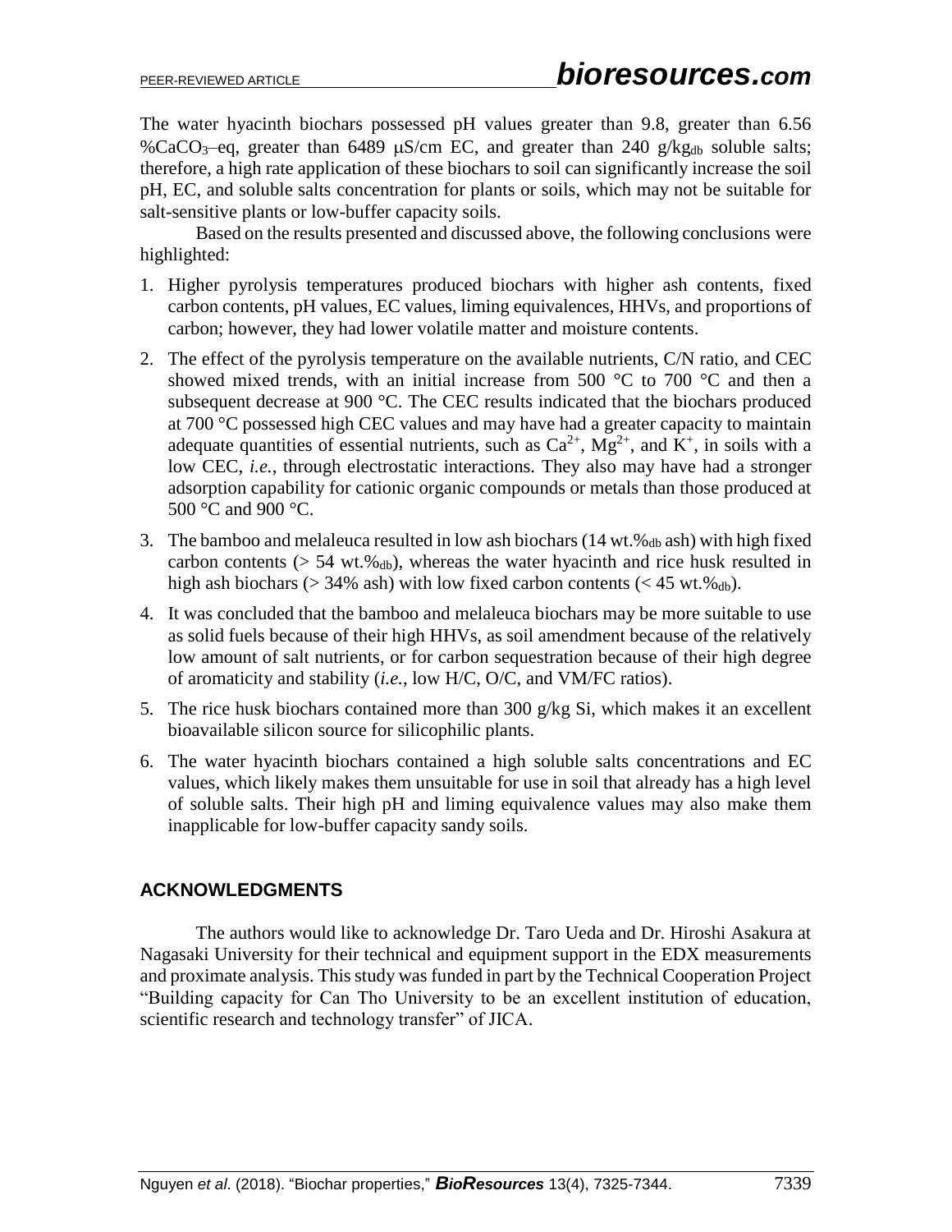The water hyacinth biochars possessed pH values greater than 9.8, greater than 6.56 $\%CaCO_3$–eq, greater than 6489 μS/cm EC, and greater than 240 $g/kg_{db}$ soluble salts; therefore, a high rate application of these biochars to soil can significantly increase the soil pH, EC, and soluble salts concentration for plants or soils, which may not be suitable for salt-sensitive plants or low-buffer capacity soils.

Based on the results presented and discussed above, the following conclusions were highlighted:

1. Higher pyrolysis temperatures produced biochars with higher ash contents, fixed carbon contents, pH values, EC values, liming equivalences, HHVs, and proportions of carbon; however, they had lower volatile matter and moisture contents.
2. The effect of the pyrolysis temperature on the available nutrients, C/N ratio, and CEC showed mixed trends, with an initial increase from 500 °C to 700 °C and then a subsequent decrease at 900 °C. The CEC results indicated that the biochars produced at 700 °C possessed high CEC values and may have had a greater capacity to maintain adequate quantities of essential nutrients, such as $Ca^{2+}$, $Mg^{2+}$, and $K^{+}$, in soils with a low CEC, *i.e.*, through electrostatic interactions. They also may have had a stronger adsorption capability for cationic organic compounds or metals than those produced at 500 °C and 900 °C.
3. The bamboo and melaleuca resulted in low ash biochars (14 $wt.\%_{db}$ ash) with high fixed carbon contents (> 54 $wt.\%_{db}$), whereas the water hyacinth and rice husk resulted in high ash biochars (> 34% ash) with low fixed carbon contents (< 45 $wt.\%_{db}$).
4. It was concluded that the bamboo and melaleuca biochars may be more suitable to use as solid fuels because of their high HHVs, as soil amendment because of the relatively low amount of salt nutrients, or for carbon sequestration because of their high degree of aromaticity and stability (*i.e.*, low H/C, O/C, and VM/FC ratios).
5. The rice husk biochars contained more than 300 g/kg Si, which makes it an excellent bioavailable silicon source for silicophilic plants.
6. The water hyacinth biochars contained a high soluble salts concentrations and EC values, which likely makes them unsuitable for use in soil that already has a high level of soluble salts. Their high pH and liming equivalence values may also make them inapplicable for low-buffer capacity sandy soils.

## ACKNOWLEDGMENTS

The authors would like to acknowledge Dr. Taro Ueda and Dr. Hiroshi Asakura at Nagasaki University for their technical and equipment support in the EDX measurements and proximate analysis. This study was funded in part by the Technical Cooperation Project "Building capacity for Can Tho University to be an excellent institution of education, scientific research and technology transfer" of JICA.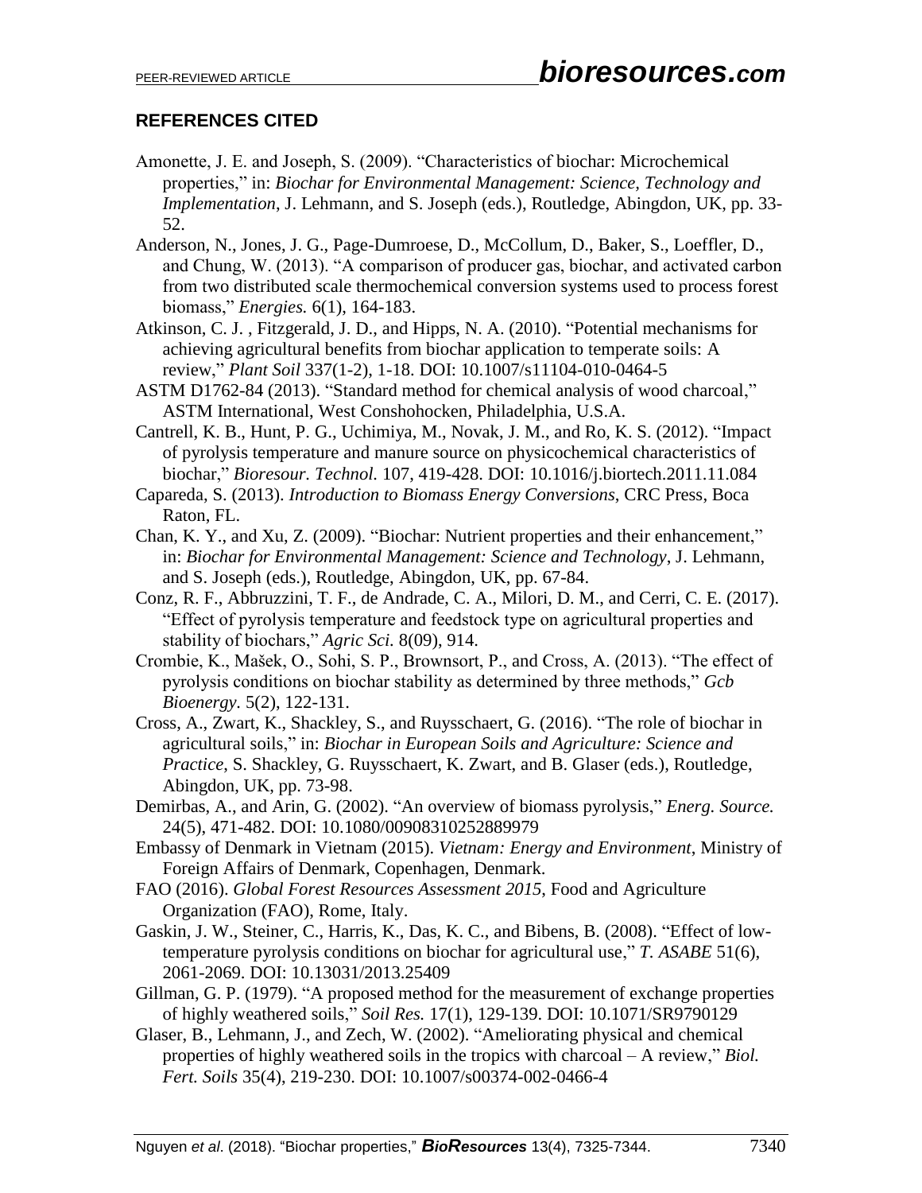## REFERENCES CITED

Amonette, J. E. and Joseph, S. (2009). "Characteristics of biochar: Microchemical properties," in: *Biochar for Environmental Management: Science, Technology and Implementation*, J. Lehmann, and S. Joseph (eds.), Routledge, Abingdon, UK, pp. 33-52.

Anderson, N., Jones, J. G., Page-Dumroese, D., McCollum, D., Baker, S., Loeffler, D., and Chung, W. (2013). "A comparison of producer gas, biochar, and activated carbon from two distributed scale thermochemical conversion systems used to process forest biomass," *Energies.* 6(1), 164-183.

Atkinson, C. J. , Fitzgerald, J. D., and Hipps, N. A. (2010). "Potential mechanisms for achieving agricultural benefits from biochar application to temperate soils: A review," *Plant Soil* 337(1-2), 1-18. DOI: 10.1007/s11104-010-0464-5

ASTM D1762-84 (2013). "Standard method for chemical analysis of wood charcoal," ASTM International, West Conshohocken, Philadelphia, U.S.A.

Cantrell, K. B., Hunt, P. G., Uchimiya, M., Novak, J. M., and Ro, K. S. (2012). "Impact of pyrolysis temperature and manure source on physicochemical characteristics of biochar," *Bioresour. Technol.* 107, 419-428. DOI: 10.1016/j.biortech.2011.11.084

Capareda, S. (2013). *Introduction to Biomass Energy Conversions*, CRC Press, Boca Raton, FL.

Chan, K. Y., and Xu, Z. (2009). "Biochar: Nutrient properties and their enhancement," in: *Biochar for Environmental Management: Science and Technology*, J. Lehmann, and S. Joseph (eds.), Routledge, Abingdon, UK, pp. 67-84.

Conz, R. F., Abbruzzini, T. F., de Andrade, C. A., Milori, D. M., and Cerri, C. E. (2017). "Effect of pyrolysis temperature and feedstock type on agricultural properties and stability of biochars," *Agric Sci.* 8(09), 914.

Crombie, K., Mašek, O., Sohi, S. P., Brownsort, P., and Cross, A. (2013). "The effect of pyrolysis conditions on biochar stability as determined by three methods," *Gcb Bioenergy.* 5(2), 122-131.

Cross, A., Zwart, K., Shackley, S., and Ruysschaert, G. (2016). "The role of biochar in agricultural soils," in: *Biochar in European Soils and Agriculture: Science and Practice*, S. Shackley, G. Ruysschaert, K. Zwart, and B. Glaser (eds.), Routledge, Abingdon, UK, pp. 73-98.

Demirbas, A., and Arin, G. (2002). "An overview of biomass pyrolysis," *Energ. Source.* 24(5), 471-482. DOI: 10.1080/00908310252889979

Embassy of Denmark in Vietnam (2015). *Vietnam: Energy and Environment*, Ministry of Foreign Affairs of Denmark, Copenhagen, Denmark.

FAO (2016). *Global Forest Resources Assessment 2015*, Food and Agriculture Organization (FAO), Rome, Italy.

Gaskin, J. W., Steiner, C., Harris, K., Das, K. C., and Bibens, B. (2008). "Effect of low-temperature pyrolysis conditions on biochar for agricultural use," *T. ASABE* 51(6), 2061-2069. DOI: 10.13031/2013.25409

Gillman, G. P. (1979). "A proposed method for the measurement of exchange properties of highly weathered soils," *Soil Res.* 17(1), 129-139. DOI: 10.1071/SR9790129

Glaser, B., Lehmann, J., and Zech, W. (2002). "Ameliorating physical and chemical properties of highly weathered soils in the tropics with charcoal – A review," *Biol. Fert. Soils* 35(4), 219-230. DOI: 10.1007/s00374-002-0466-4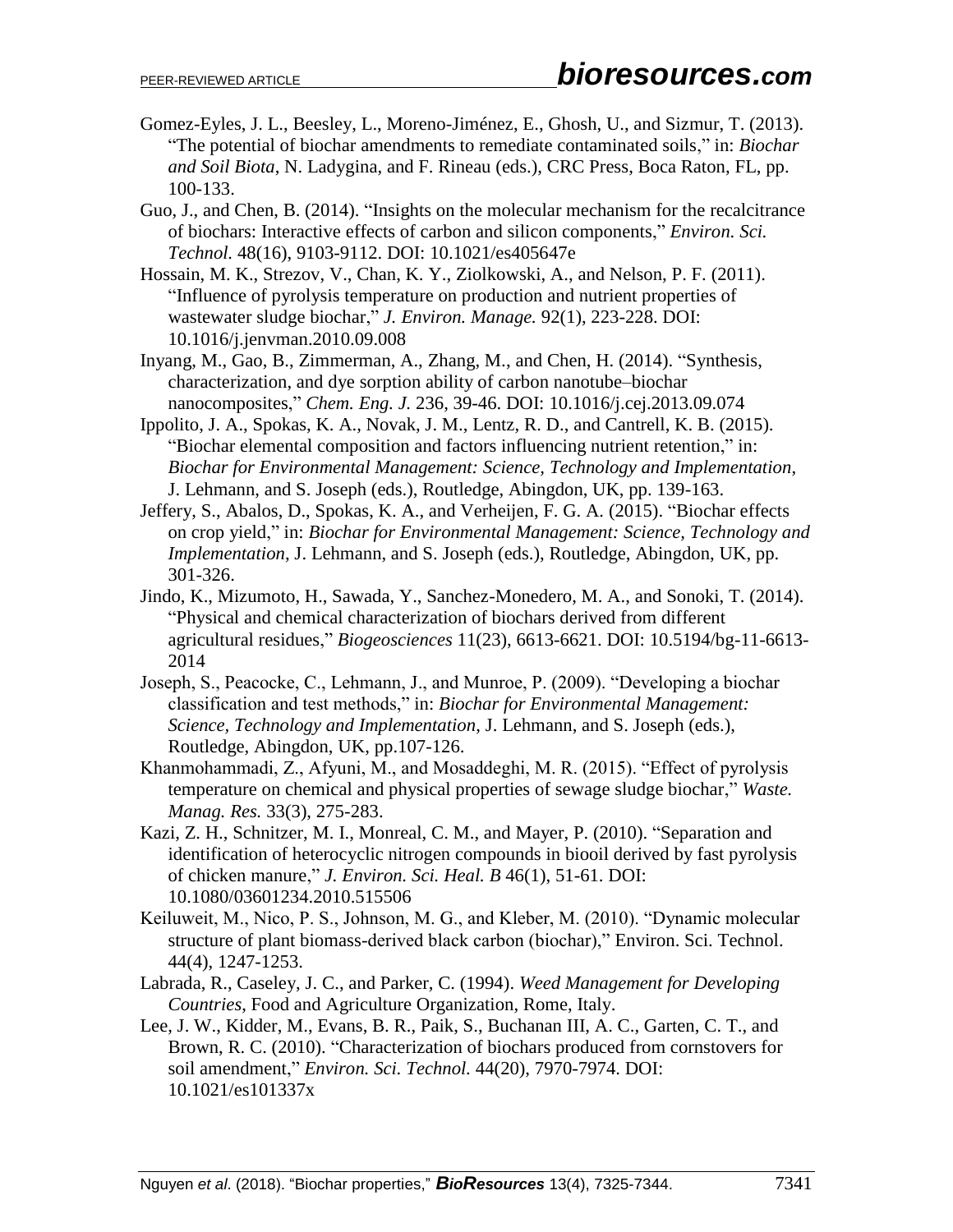Gomez-Eyles, J. L., Beesley, L., Moreno-Jiménez, E., Ghosh, U., and Sizmur, T. (2013). "The potential of biochar amendments to remediate contaminated soils," in: *Biochar and Soil Biota*, N. Ladygina, and F. Rineau (eds.), CRC Press, Boca Raton, FL, pp. 100-133.

Guo, J., and Chen, B. (2014). "Insights on the molecular mechanism for the recalcitrance of biochars: Interactive effects of carbon and silicon components," *Environ. Sci. Technol.* 48(16), 9103-9112. DOI: 10.1021/es405647e

Hossain, M. K., Strezov, V., Chan, K. Y., Ziolkowski, A., and Nelson, P. F. (2011). "Influence of pyrolysis temperature on production and nutrient properties of wastewater sludge biochar," *J. Environ. Manage.* 92(1), 223-228. DOI: 10.1016/j.jenvman.2010.09.008

Inyang, M., Gao, B., Zimmerman, A., Zhang, M., and Chen, H. (2014). "Synthesis, characterization, and dye sorption ability of carbon nanotube–biochar nanocomposites," *Chem. Eng. J.* 236, 39-46. DOI: 10.1016/j.cej.2013.09.074

Ippolito, J. A., Spokas, K. A., Novak, J. M., Lentz, R. D., and Cantrell, K. B. (2015). "Biochar elemental composition and factors influencing nutrient retention," in: *Biochar for Environmental Management: Science, Technology and Implementation*, J. Lehmann, and S. Joseph (eds.), Routledge, Abingdon, UK, pp. 139-163.

Jeffery, S., Abalos, D., Spokas, K. A., and Verheijen, F. G. A. (2015). "Biochar effects on crop yield," in: *Biochar for Environmental Management: Science, Technology and Implementation*, J. Lehmann, and S. Joseph (eds.), Routledge, Abingdon, UK, pp. 301-326.

Jindo, K., Mizumoto, H., Sawada, Y., Sanchez-Monedero, M. A., and Sonoki, T. (2014). "Physical and chemical characterization of biochars derived from different agricultural residues," *Biogeosciences* 11(23), 6613-6621. DOI: 10.5194/bg-11-6613-2014

Joseph, S., Peacocke, C., Lehmann, J., and Munroe, P. (2009). "Developing a biochar classification and test methods," in: *Biochar for Environmental Management: Science, Technology and Implementation*, J. Lehmann, and S. Joseph (eds.), Routledge, Abingdon, UK, pp.107-126.

Khanmohammadi, Z., Afyuni, M., and Mosaddeghi, M. R. (2015). "Effect of pyrolysis temperature on chemical and physical properties of sewage sludge biochar," *Waste. Manag. Res.* 33(3), 275-283.

Kazi, Z. H., Schnitzer, M. I., Monreal, C. M., and Mayer, P. (2010). "Separation and identification of heterocyclic nitrogen compounds in biooil derived by fast pyrolysis of chicken manure," *J. Environ. Sci. Heal. B* 46(1), 51-61. DOI: 10.1080/03601234.2010.515506

Keiluweit, M., Nico, P. S., Johnson, M. G., and Kleber, M. (2010). "Dynamic molecular structure of plant biomass-derived black carbon (biochar)," Environ. Sci. Technol. 44(4), 1247-1253.

Labrada, R., Caseley, J. C., and Parker, C. (1994). *Weed Management for Developing Countries*, Food and Agriculture Organization, Rome, Italy.

Lee, J. W., Kidder, M., Evans, B. R., Paik, S., Buchanan III, A. C., Garten, C. T., and Brown, R. C. (2010). "Characterization of biochars produced from cornstovers for soil amendment," *Environ. Sci. Technol.* 44(20), 7970-7974. DOI: 10.1021/es101337x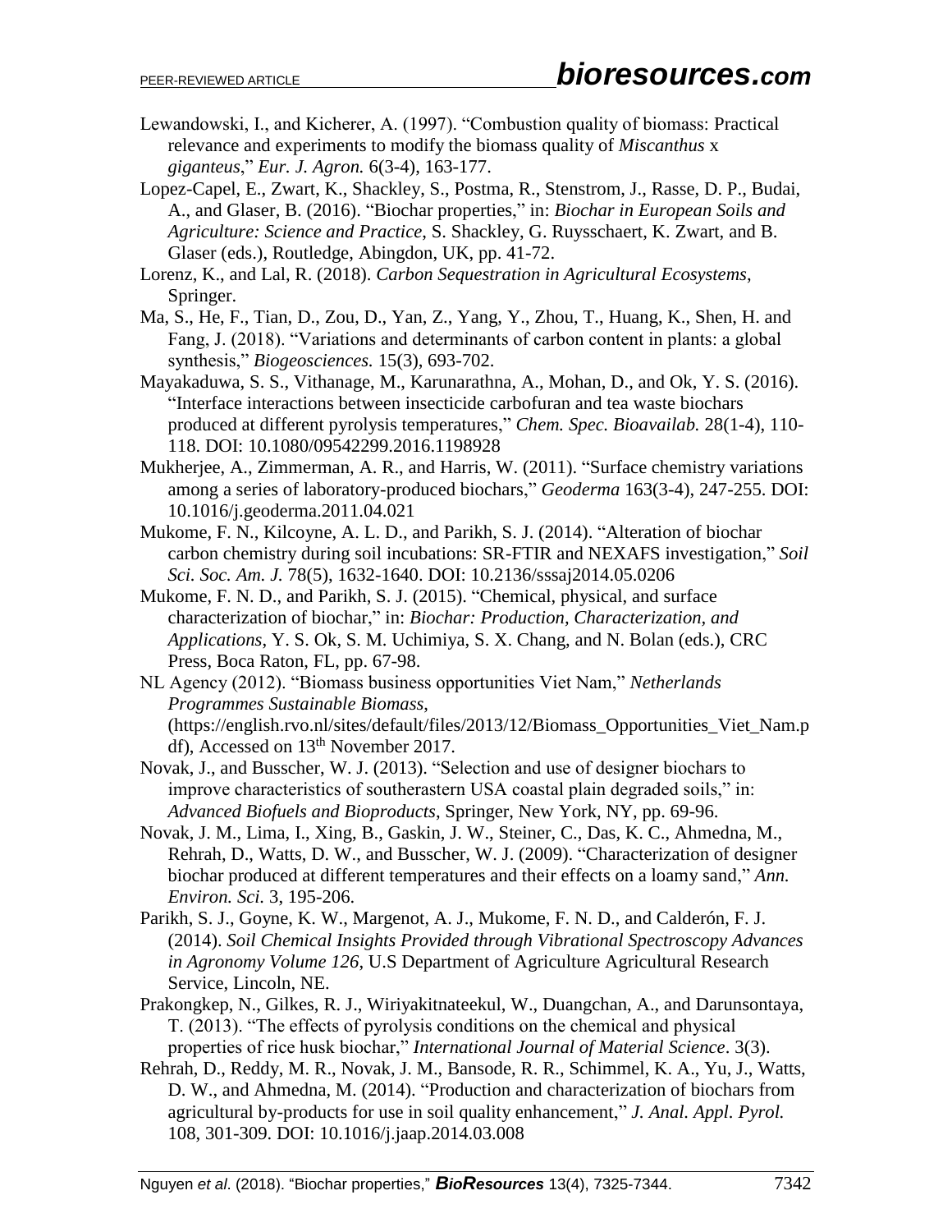Lewandowski, I., and Kicherer, A. (1997). "Combustion quality of biomass: Practical relevance and experiments to modify the biomass quality of *Miscanthus* x *giganteus*," *Eur. J. Agron.* 6(3-4), 163-177.

Lopez-Capel, E., Zwart, K., Shackley, S., Postma, R., Stenstrom, J., Rasse, D. P., Budai, A., and Glaser, B. (2016). "Biochar properties," in: *Biochar in European Soils and Agriculture: Science and Practice*, S. Shackley, G. Ruysschaert, K. Zwart, and B. Glaser (eds.), Routledge, Abingdon, UK, pp. 41-72.

Lorenz, K., and Lal, R. (2018). *Carbon Sequestration in Agricultural Ecosystems*, Springer.

Ma, S., He, F., Tian, D., Zou, D., Yan, Z., Yang, Y., Zhou, T., Huang, K., Shen, H. and Fang, J. (2018). "Variations and determinants of carbon content in plants: a global synthesis," *Biogeosciences.* 15(3), 693-702.

Mayakaduwa, S. S., Vithanage, M., Karunarathna, A., Mohan, D., and Ok, Y. S. (2016). "Interface interactions between insecticide carbofuran and tea waste biochars produced at different pyrolysis temperatures," *Chem. Spec. Bioavailab.* 28(1-4), 110-118. DOI: 10.1080/09542299.2016.1198928

Mukherjee, A., Zimmerman, A. R., and Harris, W. (2011). "Surface chemistry variations among a series of laboratory-produced biochars," *Geoderma* 163(3-4), 247-255. DOI: 10.1016/j.geoderma.2011.04.021

Mukome, F. N., Kilcoyne, A. L. D., and Parikh, S. J. (2014). "Alteration of biochar carbon chemistry during soil incubations: SR-FTIR and NEXAFS investigation," *Soil Sci. Soc. Am. J.* 78(5), 1632-1640. DOI: 10.2136/sssaj2014.05.0206

Mukome, F. N. D., and Parikh, S. J. (2015). "Chemical, physical, and surface characterization of biochar," in: *Biochar: Production, Characterization, and Applications*, Y. S. Ok, S. M. Uchimiya, S. X. Chang, and N. Bolan (eds.), CRC Press, Boca Raton, FL, pp. 67-98.

NL Agency (2012). "Biomass business opportunities Viet Nam," *Netherlands Programmes Sustainable Biomass*, (https://english.rvo.nl/sites/default/files/2013/12/Biomass_Opportunities_Viet_Nam.pdf), Accessed on 13th November 2017.

Novak, J., and Busscher, W. J. (2013). "Selection and use of designer biochars to improve characteristics of southerastern USA coastal plain degraded soils," in: *Advanced Biofuels and Bioproducts*, Springer, New York, NY, pp. 69-96.

Novak, J. M., Lima, I., Xing, B., Gaskin, J. W., Steiner, C., Das, K. C., Ahmedna, M., Rehrah, D., Watts, D. W., and Busscher, W. J. (2009). "Characterization of designer biochar produced at different temperatures and their effects on a loamy sand," *Ann. Environ. Sci.* 3, 195-206.

Parikh, S. J., Goyne, K. W., Margenot, A. J., Mukome, F. N. D., and Calderón, F. J. (2014). *Soil Chemical Insights Provided through Vibrational Spectroscopy Advances in Agronomy Volume 126*, U.S Department of Agriculture Agricultural Research Service, Lincoln, NE.

Prakongkep, N., Gilkes, R. J., Wiriyakitnateekul, W., Duangchan, A., and Darunsontaya, T. (2013). "The effects of pyrolysis conditions on the chemical and physical properties of rice husk biochar," *International Journal of Material Science*. 3(3).

Rehrah, D., Reddy, M. R., Novak, J. M., Bansode, R. R., Schimmel, K. A., Yu, J., Watts, D. W., and Ahmedna, M. (2014). "Production and characterization of biochars from agricultural by-products for use in soil quality enhancement," *J. Anal. Appl. Pyrol.* 108, 301-309. DOI: 10.1016/j.jaap.2014.03.008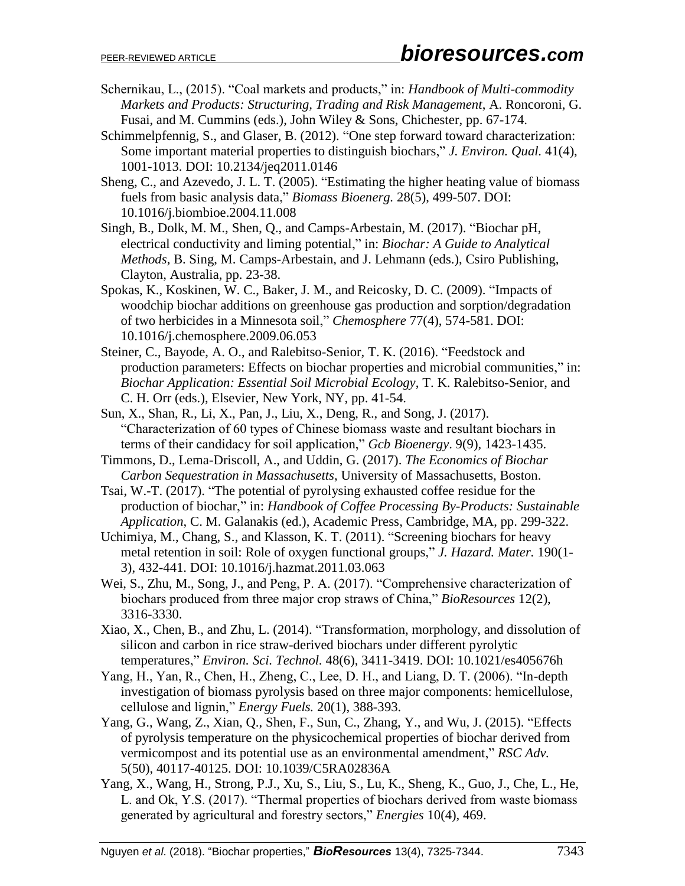Schernikau, L., (2015). "Coal markets and products," in: *Handbook of Multi-commodity Markets and Products: Structuring, Trading and Risk Management*, A. Roncoroni, G. Fusai, and M. Cummins (eds.), John Wiley & Sons, Chichester, pp. 67-174.

Schimmelpfennig, S., and Glaser, B. (2012). "One step forward toward characterization: Some important material properties to distinguish biochars," *J. Environ. Qual.* 41(4), 1001-1013. DOI: 10.2134/jeq2011.0146

Sheng, C., and Azevedo, J. L. T. (2005). "Estimating the higher heating value of biomass fuels from basic analysis data," *Biomass Bioenerg.* 28(5), 499-507. DOI: 10.1016/j.biombioe.2004.11.008

Singh, B., Dolk, M. M., Shen, Q., and Camps-Arbestain, M. (2017). "Biochar pH, electrical conductivity and liming potential," in: *Biochar: A Guide to Analytical Methods*, B. Sing, M. Camps-Arbestain, and J. Lehmann (eds.), Csiro Publishing, Clayton, Australia, pp. 23-38.

Spokas, K., Koskinen, W. C., Baker, J. M., and Reicosky, D. C. (2009). "Impacts of woodchip biochar additions on greenhouse gas production and sorption/degradation of two herbicides in a Minnesota soil," *Chemosphere* 77(4), 574-581. DOI: 10.1016/j.chemosphere.2009.06.053

Steiner, C., Bayode, A. O., and Ralebitso-Senior, T. K. (2016). "Feedstock and production parameters: Effects on biochar properties and microbial communities," in: *Biochar Application: Essential Soil Microbial Ecology*, T. K. Ralebitso-Senior, and C. H. Orr (eds.), Elsevier, New York, NY, pp. 41-54.

Sun, X., Shan, R., Li, X., Pan, J., Liu, X., Deng, R., and Song, J. (2017). "Characterization of 60 types of Chinese biomass waste and resultant biochars in terms of their candidacy for soil application," *Gcb Bioenergy*. 9(9), 1423-1435.

Timmons, D., Lema-Driscoll, A., and Uddin, G. (2017). *The Economics of Biochar Carbon Sequestration in Massachusetts*, University of Massachusetts, Boston.

Tsai, W.-T. (2017). "The potential of pyrolysing exhausted coffee residue for the production of biochar," in: *Handbook of Coffee Processing By-Products: Sustainable Application*, C. M. Galanakis (ed.), Academic Press, Cambridge, MA, pp. 299-322.

Uchimiya, M., Chang, S., and Klasson, K. T. (2011). "Screening biochars for heavy metal retention in soil: Role of oxygen functional groups," *J. Hazard. Mater.* 190(1-3), 432-441. DOI: 10.1016/j.hazmat.2011.03.063

Wei, S., Zhu, M., Song, J., and Peng, P. A. (2017). "Comprehensive characterization of biochars produced from three major crop straws of China," *BioResources* 12(2), 3316-3330.

Xiao, X., Chen, B., and Zhu, L. (2014). "Transformation, morphology, and dissolution of silicon and carbon in rice straw-derived biochars under different pyrolytic temperatures," *Environ. Sci. Technol.* 48(6), 3411-3419. DOI: 10.1021/es405676h

Yang, H., Yan, R., Chen, H., Zheng, C., Lee, D. H., and Liang, D. T. (2006). "In-depth investigation of biomass pyrolysis based on three major components: hemicellulose, cellulose and lignin," *Energy Fuels.* 20(1), 388-393.

Yang, G., Wang, Z., Xian, Q., Shen, F., Sun, C., Zhang, Y., and Wu, J. (2015). "Effects of pyrolysis temperature on the physicochemical properties of biochar derived from vermicompost and its potential use as an environmental amendment," *RSC Adv.* 5(50), 40117-40125. DOI: 10.1039/C5RA02836A

Yang, X., Wang, H., Strong, P.J., Xu, S., Liu, S., Lu, K., Sheng, K., Guo, J., Che, L., He, L. and Ok, Y.S. (2017). "Thermal properties of biochars derived from waste biomass generated by agricultural and forestry sectors," *Energies* 10(4), 469.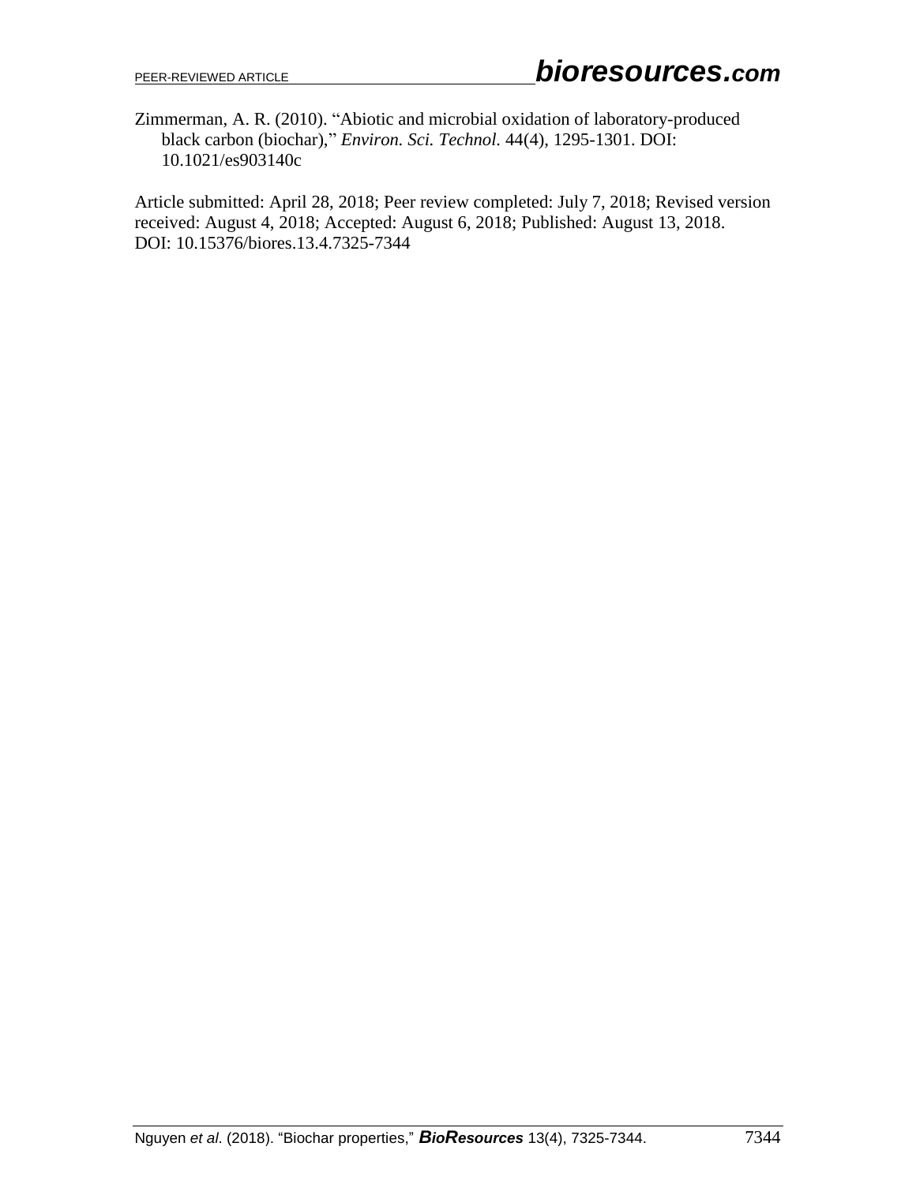Zimmerman, A. R. (2010). "Abiotic and microbial oxidation of laboratory-produced black carbon (biochar)," *Environ. Sci. Technol.* 44(4), 1295-1301. DOI: 10.1021/es903140c

Article submitted: April 28, 2018; Peer review completed: July 7, 2018; Revised version received: August 4, 2018; Accepted: August 6, 2018; Published: August 13, 2018.
DOI: 10.15376/biores.13.4.7325-7344